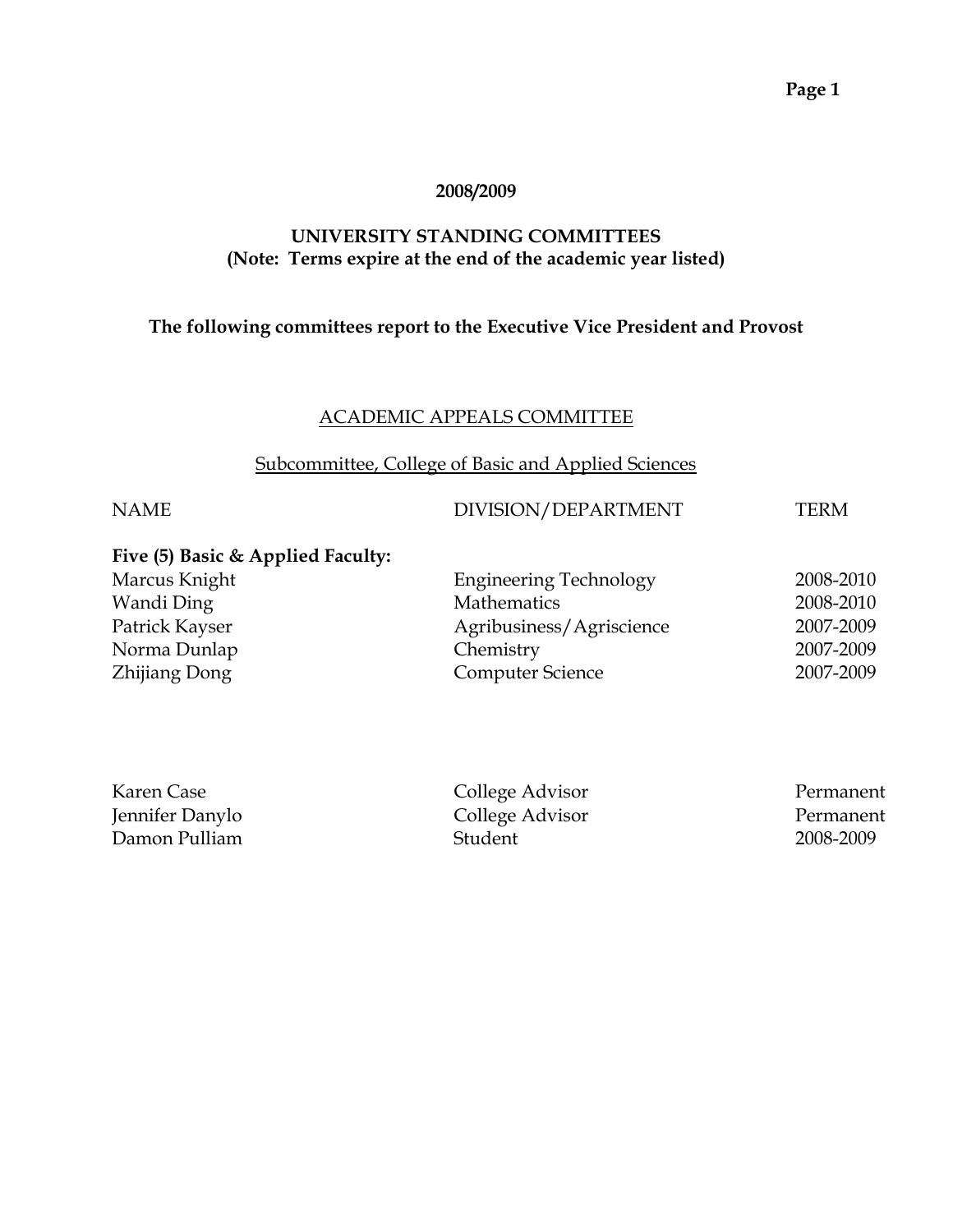**2008/2009**

## UNIVERSITY STANDING COMMITTEES
**(Note: Terms expire at the end of the academic year listed)**

**The following committees report to the Executive Vice President and Provost**

### ACADEMIC APPEALS COMMITTEE

#### Subcommittee, College of Basic and Applied Sciences

| NAME | DIVISION/DEPARTMENT | TERM |
|---|---|---|
| **Five (5) Basic & Applied Faculty:** | | |
| Marcus Knight | Engineering Technology | 2008-2010 |
| Wandi Ding | Mathematics | 2008-2010 |
| Patrick Kayser | Agribusiness/Agriscience | 2007-2009 |
| Norma Dunlap | Chemistry | 2007-2009 |
| Zhijiang Dong | Computer Science | 2007-2009 |
| | | |
| Karen Case | College Advisor | Permanent |
| Jennifer Danylo | College Advisor | Permanent |
| Damon Pulliam | Student | 2008-2009 |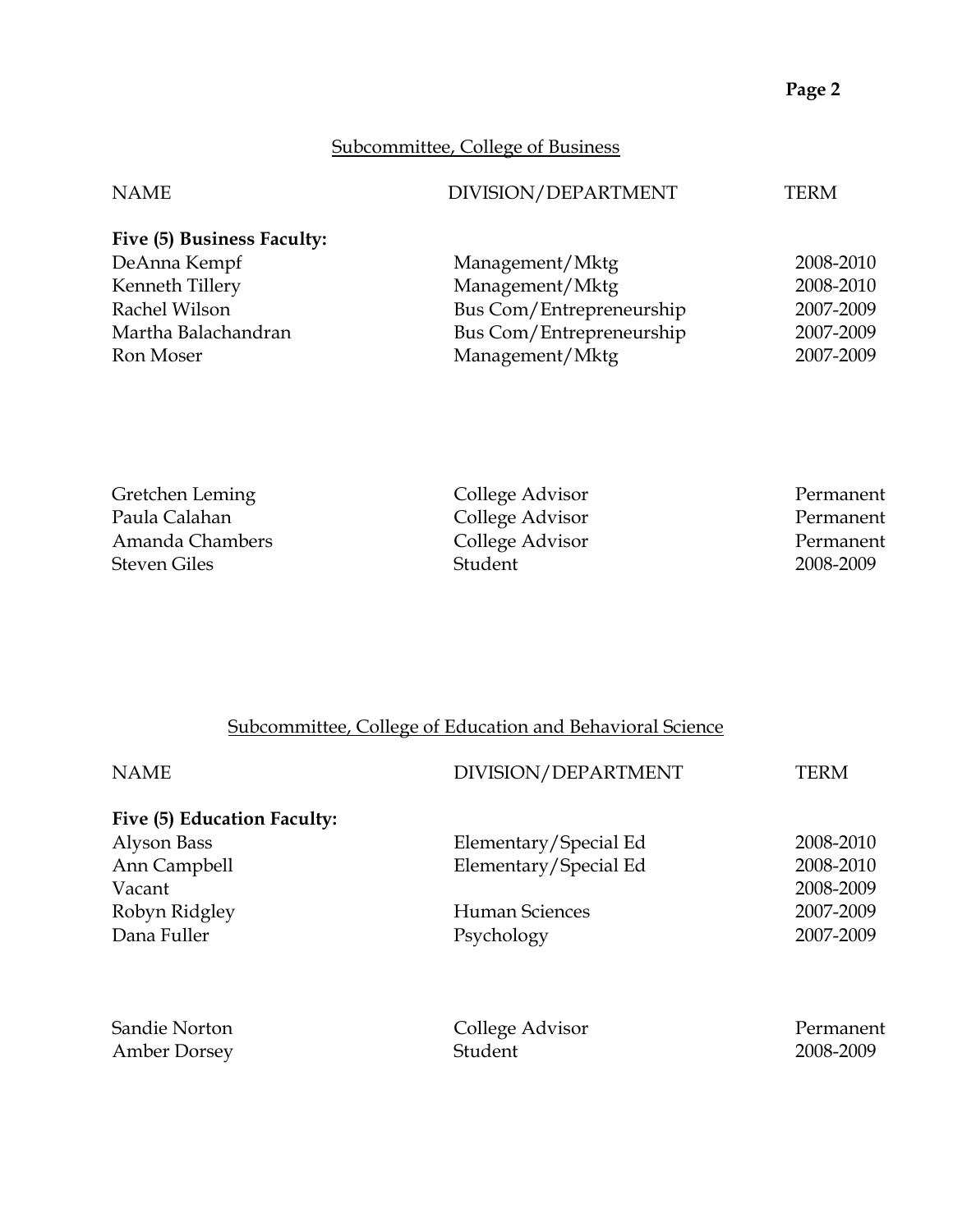## Subcommittee, College of Business

| NAME | DIVISION/DEPARTMENT | TERM |
| --- | --- | --- |
| **Five (5) Business Faculty:** | | |
| DeAnna Kempf | Management/Mktg | 2008-2010 |
| Kenneth Tillery | Management/Mktg | 2008-2010 |
| Rachel Wilson | Bus Com/Entrepreneurship | 2007-2009 |
| Martha Balachandran | Bus Com/Entrepreneurship | 2007-2009 |
| Ron Moser | Management/Mktg | 2007-2009 |
| | | |
| Gretchen Leming | College Advisor | Permanent |
| Paula Calahan | College Advisor | Permanent |
| Amanda Chambers | College Advisor | Permanent |
| Steven Giles | Student | 2008-2009 |

## Subcommittee, College of Education and Behavioral Science

| NAME | DIVISION/DEPARTMENT | TERM |
| --- | --- | --- |
| **Five (5) Education Faculty:** | | |
| Alyson Bass | Elementary/Special Ed | 2008-2010 |
| Ann Campbell | Elementary/Special Ed | 2008-2010 |
| Vacant | | 2008-2009 |
| Robyn Ridgley | Human Sciences | 2007-2009 |
| Dana Fuller | Psychology | 2007-2009 |
| | | |
| Sandie Norton | College Advisor | Permanent |
| Amber Dorsey | Student | 2008-2009 |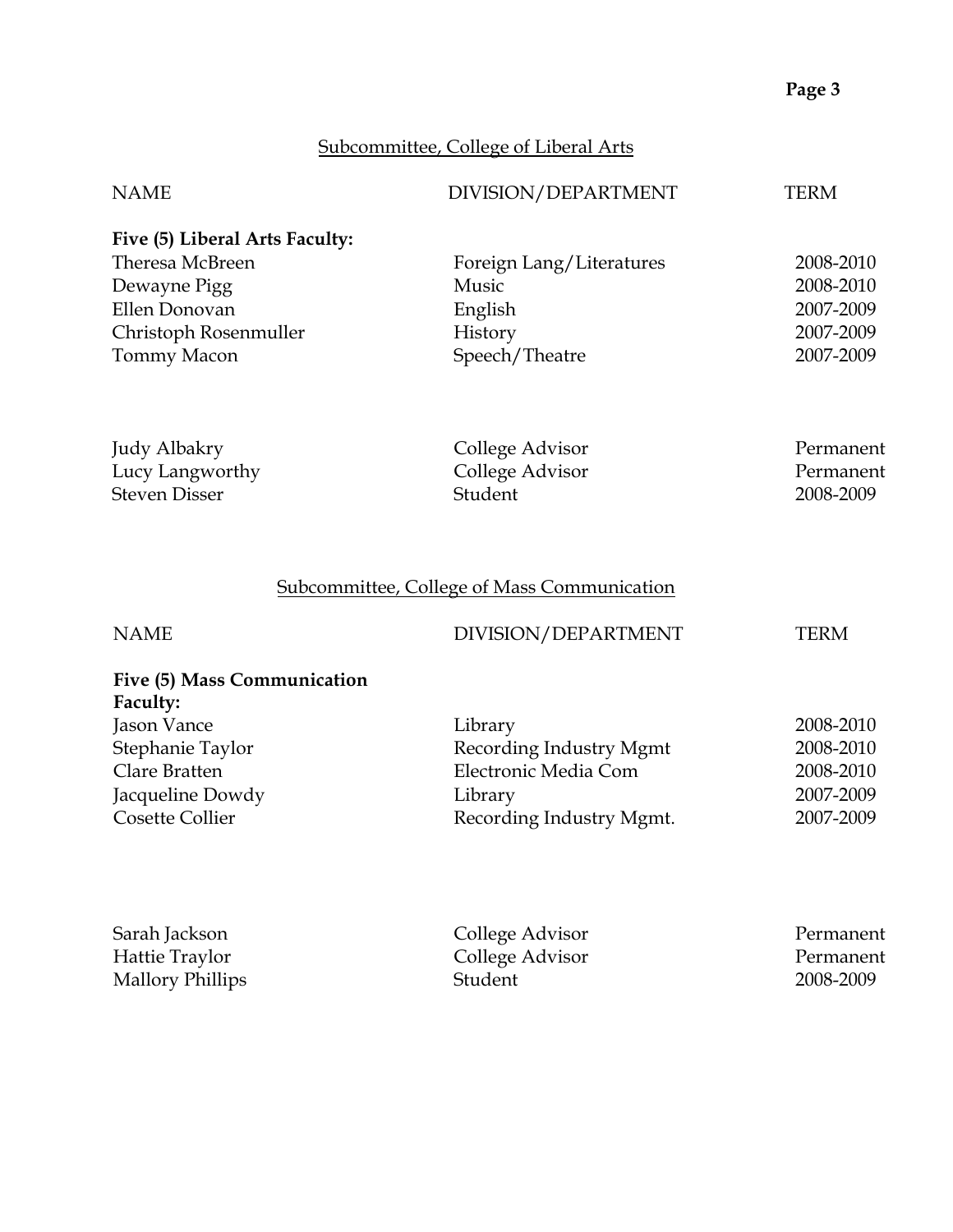## Subcommittee, College of Liberal Arts

| NAME | DIVISION/DEPARTMENT | TERM |
|---|---|---|
| **Five (5) Liberal Arts Faculty:** | | |
| Theresa McBreen | Foreign Lang/Literatures | 2008-2010 |
| Dewayne Pigg | Music | 2008-2010 |
| Ellen Donovan | English | 2007-2009 |
| Christoph Rosenmuller | History | 2007-2009 |
| Tommy Macon | Speech/Theatre | 2007-2009 |
| | | |
| Judy Albakry | College Advisor | Permanent |
| Lucy Langworthy | College Advisor | Permanent |
| Steven Disser | Student | 2008-2009 |

## Subcommittee, College of Mass Communication

| NAME | DIVISION/DEPARTMENT | TERM |
|---|---|---|
| **Five (5) Mass Communication Faculty:** | | |
| Jason Vance | Library | 2008-2010 |
| Stephanie Taylor | Recording Industry Mgmt | 2008-2010 |
| Clare Bratten | Electronic Media Com | 2008-2010 |
| Jacqueline Dowdy | Library | 2007-2009 |
| Cosette Collier | Recording Industry Mgmt. | 2007-2009 |
| | | |
| Sarah Jackson | College Advisor | Permanent |
| Hattie Traylor | College Advisor | Permanent |
| Mallory Phillips | Student | 2008-2009 |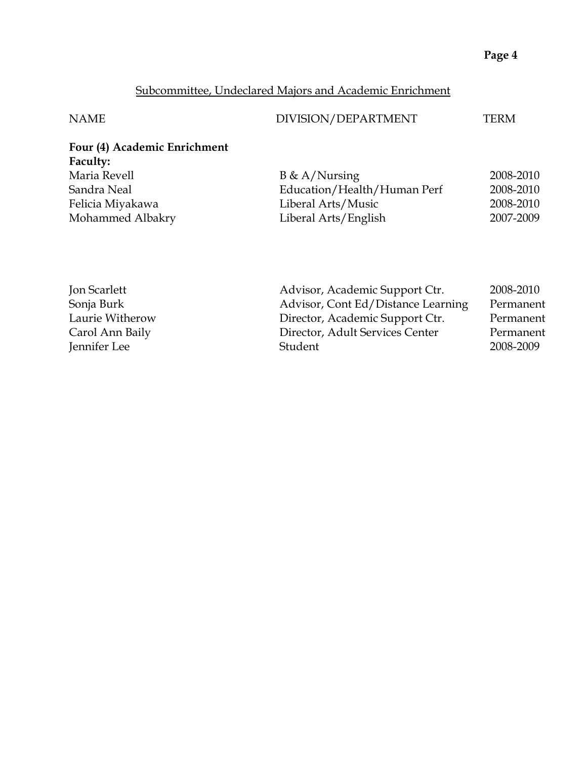## Subcommittee, Undeclared Majors and Academic Enrichment

| NAME | DIVISION/DEPARTMENT | TERM |
|---|---|---|
| **Four (4) Academic Enrichment Faculty:** | | |
| Maria Revell | B & A/Nursing | 2008-2010 |
| Sandra Neal | Education/Health/Human Perf | 2008-2010 |
| Felicia Miyakawa | Liberal Arts/Music | 2008-2010 |
| Mohammed Albakry | Liberal Arts/English | 2007-2009 |
| | | |
| Jon Scarlett | Advisor, Academic Support Ctr. | 2008-2010 |
| Sonja Burk | Advisor, Cont Ed/Distance Learning | Permanent |
| Laurie Witherow | Director, Academic Support Ctr. | Permanent |
| Carol Ann Baily | Director, Adult Services Center | Permanent |
| Jennifer Lee | Student | 2008-2009 |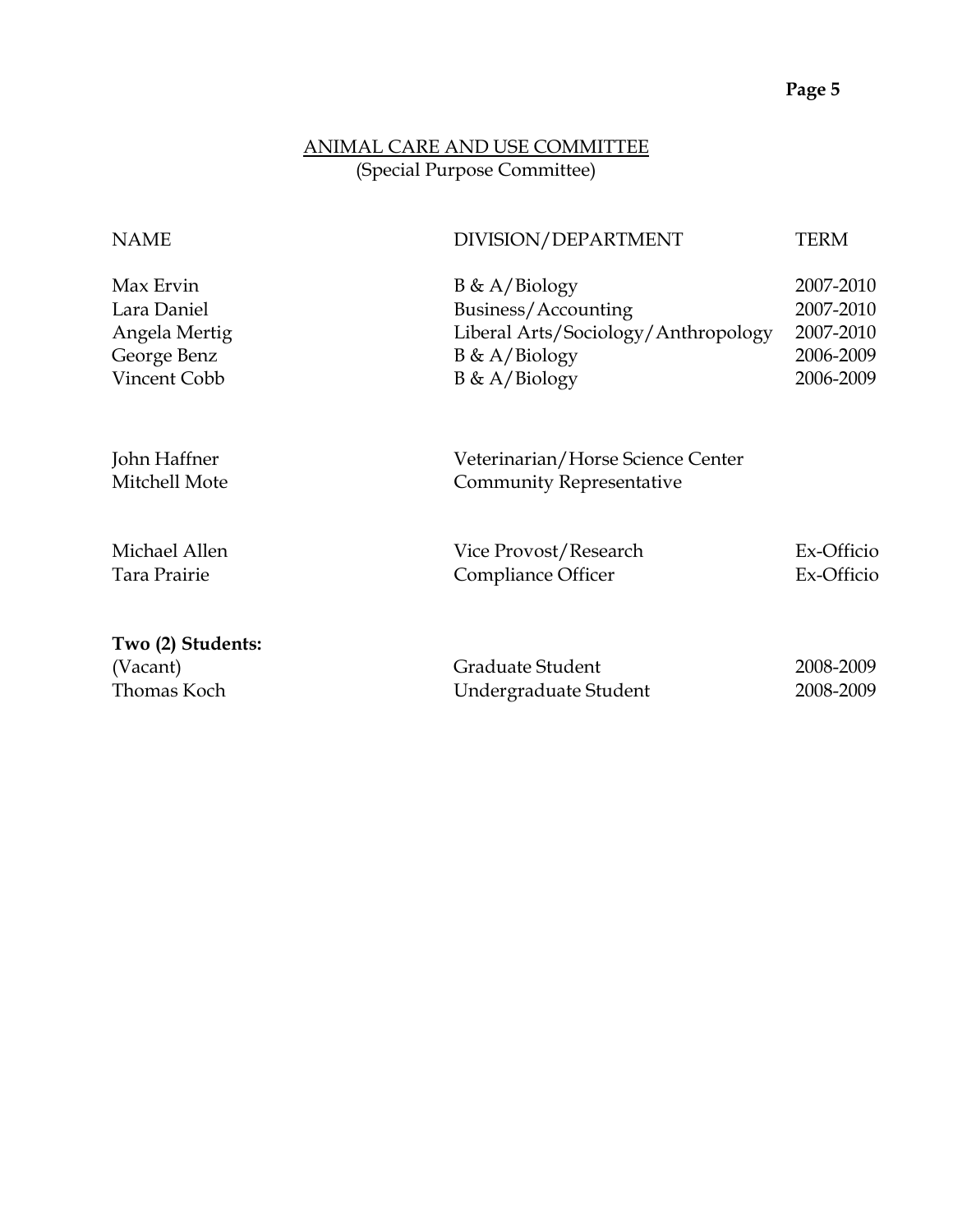## ANIMAL CARE AND USE COMMITTEE

(Special Purpose Committee)

| NAME | DIVISION/DEPARTMENT | TERM |
|---|---|---|
| Max Ervin | B & A/Biology | 2007-2010 |
| Lara Daniel | Business/Accounting | 2007-2010 |
| Angela Mertig | Liberal Arts/Sociology/Anthropology | 2007-2010 |
| George Benz | B & A/Biology | 2006-2009 |
| Vincent Cobb | B & A/Biology | 2006-2009 |
| | | |
| John Haffner | Veterinarian/Horse Science Center | |
| Mitchell Mote | Community Representative | |
| | | |
| Michael Allen | Vice Provost/Research | Ex-Officio |
| Tara Prairie | Compliance Officer | Ex-Officio |
| | | |
| **Two (2) Students:** | | |
| (Vacant) | Graduate Student | 2008-2009 |
| Thomas Koch | Undergraduate Student | 2008-2009 |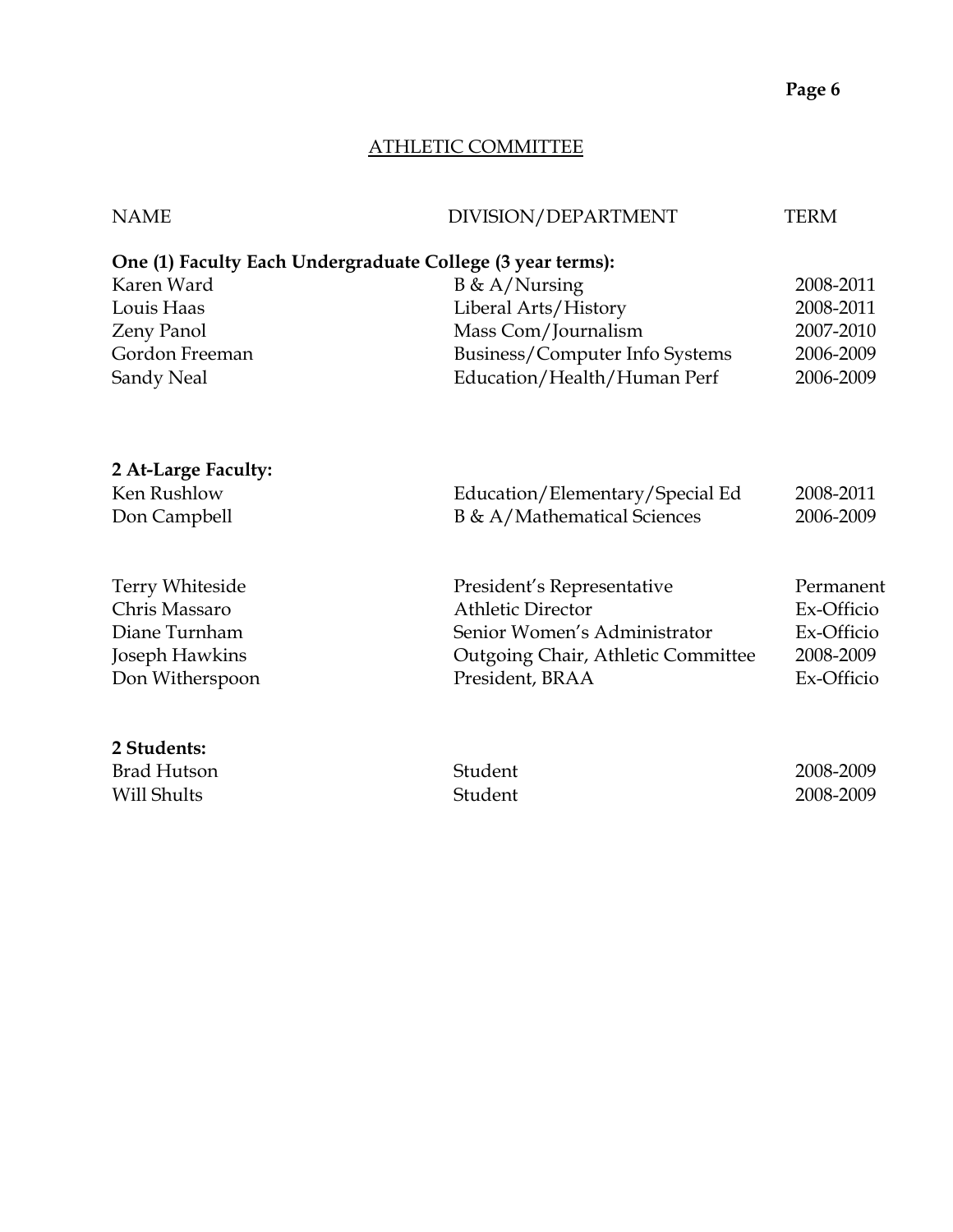## ATHLETIC COMMITTEE

| NAME | DIVISION/DEPARTMENT | TERM |
|---|---|---|
| **One (1) Faculty Each Undergraduate College (3 year terms):** | | |
| Karen Ward | B & A/Nursing | 2008-2011 |
| Louis Haas | Liberal Arts/History | 2008-2011 |
| Zeny Panol | Mass Com/Journalism | 2007-2010 |
| Gordon Freeman | Business/Computer Info Systems | 2006-2009 |
| Sandy Neal | Education/Health/Human Perf | 2006-2009 |
| **2 At-Large Faculty:** | | |
| Ken Rushlow | Education/Elementary/Special Ed | 2008-2011 |
| Don Campbell | B & A/Mathematical Sciences | 2006-2009 |
| Terry Whiteside | President's Representative | Permanent |
| Chris Massaro | Athletic Director | Ex-Officio |
| Diane Turnham | Senior Women's Administrator | Ex-Officio |
| Joseph Hawkins | Outgoing Chair, Athletic Committee | 2008-2009 |
| Don Witherspoon | President, BRAA | Ex-Officio |
| **2 Students:** | | |
| Brad Hutson | Student | 2008-2009 |
| Will Shults | Student | 2008-2009 |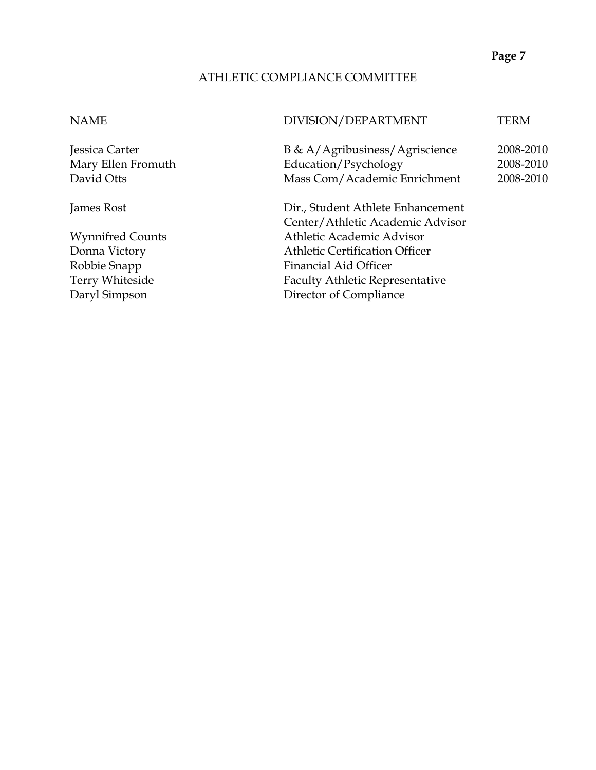## ATHLETIC COMPLIANCE COMMITTEE

| NAME | DIVISION/DEPARTMENT | TERM |
|---|---|---|
| Jessica Carter | B & A/Agribusiness/Agriscience | 2008-2010 |
| Mary Ellen Fromuth | Education/Psychology | 2008-2010 |
| David Otts | Mass Com/Academic Enrichment | 2008-2010 |
| James Rost | Dir., Student Athlete Enhancement Center/Athletic Academic Advisor | |
| Wynnifred Counts | Athletic Academic Advisor | |
| Donna Victory | Athletic Certification Officer | |
| Robbie Snapp | Financial Aid Officer | |
| Terry Whiteside | Faculty Athletic Representative | |
| Daryl Simpson | Director of Compliance | |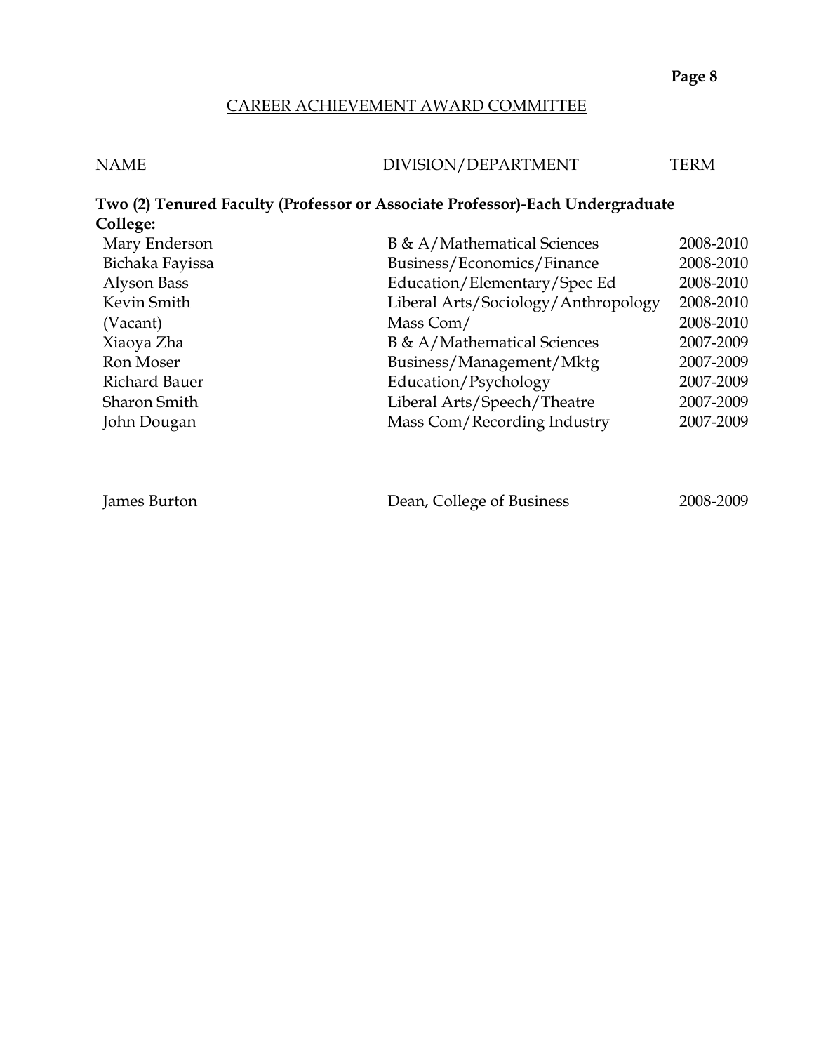## CAREER ACHIEVEMENT AWARD COMMITTEE

| NAME | DIVISION/DEPARTMENT | TERM |
|---|---|---|
| **Two (2) Tenured Faculty (Professor or Associate Professor)-Each Undergraduate College:** | | |
| Mary Enderson | B & A/Mathematical Sciences | 2008-2010 |
| Bichaka Fayissa | Business/Economics/Finance | 2008-2010 |
| Alyson Bass | Education/Elementary/Spec Ed | 2008-2010 |
| Kevin Smith | Liberal Arts/Sociology/Anthropology | 2008-2010 |
| (Vacant) | Mass Com/ | 2008-2010 |
| Xiaoya Zha | B & A/Mathematical Sciences | 2007-2009 |
| Ron Moser | Business/Management/Mktg | 2007-2009 |
| Richard Bauer | Education/Psychology | 2007-2009 |
| Sharon Smith | Liberal Arts/Speech/Theatre | 2007-2009 |
| John Dougan | Mass Com/Recording Industry | 2007-2009 |
| | | |
| James Burton | Dean, College of Business | 2008-2009 |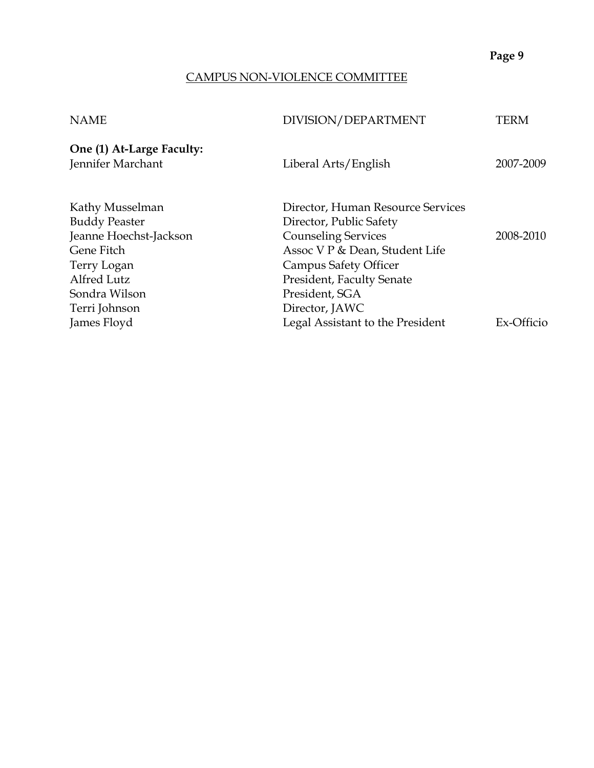## CAMPUS NON-VIOLENCE COMMITTEE

| NAME | DIVISION/DEPARTMENT | TERM |
|---|---|---|
| **One (1) At-Large Faculty:** | | |
| Jennifer Marchant | Liberal Arts/English | 2007-2009 |
| | | |
| Kathy Musselman | Director, Human Resource Services | |
| Buddy Peaster | Director, Public Safety | |
| Jeanne Hoechst-Jackson | Counseling Services | 2008-2010 |
| Gene Fitch | Assoc V P & Dean, Student Life | |
| Terry Logan | Campus Safety Officer | |
| Alfred Lutz | President, Faculty Senate | |
| Sondra Wilson | President, SGA | |
| Terri Johnson | Director, JAWC | |
| James Floyd | Legal Assistant to the President | Ex-Officio |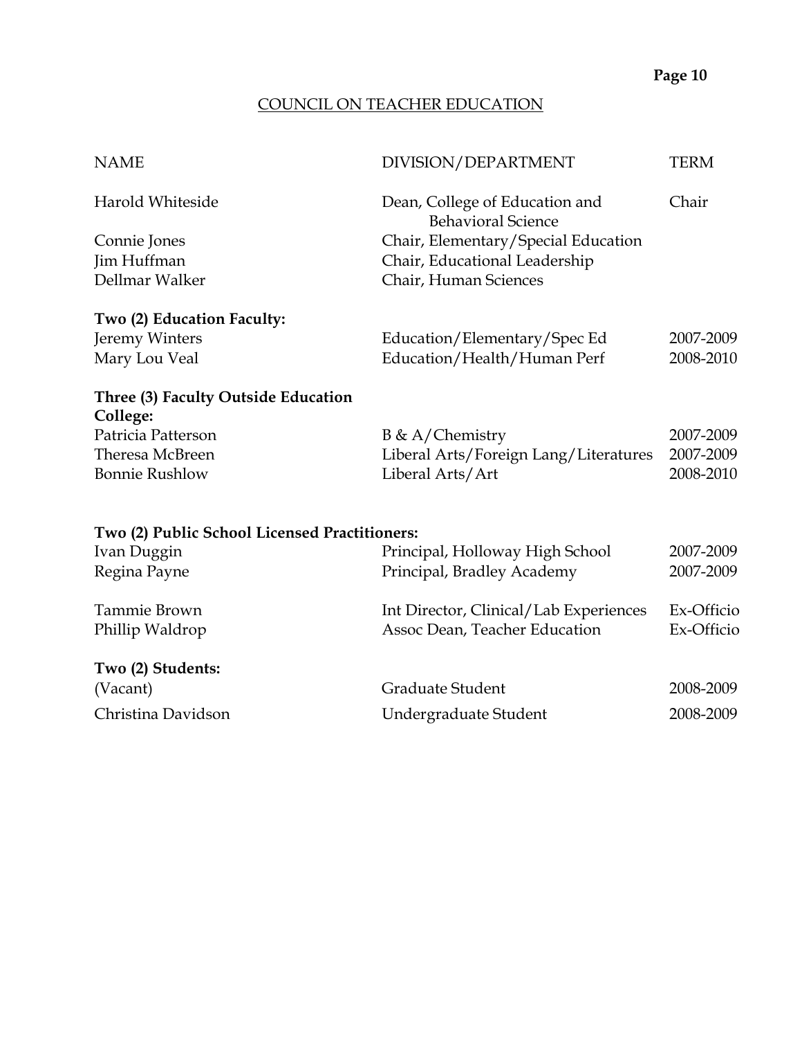## COUNCIL ON TEACHER EDUCATION

| NAME | DIVISION/DEPARTMENT | TERM |
|---|---|---|
| Harold Whiteside | Dean, College of Education and Behavioral Science | Chair |
| Connie Jones | Chair, Elementary/Special Education | |
| Jim Huffman | Chair, Educational Leadership | |
| Dellmar Walker | Chair, Human Sciences | |
| **Two (2) Education Faculty:** | | |
| Jeremy Winters | Education/Elementary/Spec Ed | 2007-2009 |
| Mary Lou Veal | Education/Health/Human Perf | 2008-2010 |
| **Three (3) Faculty Outside Education College:** | | |
| Patricia Patterson | B & A/Chemistry | 2007-2009 |
| Theresa McBreen | Liberal Arts/Foreign Lang/Literatures | 2007-2009 |
| Bonnie Rushlow | Liberal Arts/Art | 2008-2010 |
| **Two (2) Public School Licensed Practitioners:** | | |
| Ivan Duggin | Principal, Holloway High School | 2007-2009 |
| Regina Payne | Principal, Bradley Academy | 2007-2009 |
| Tammie Brown | Int Director, Clinical/Lab Experiences | Ex-Officio |
| Phillip Waldrop | Assoc Dean, Teacher Education | Ex-Officio |
| **Two (2) Students:** | | |
| (Vacant) | Graduate Student | 2008-2009 |
| Christina Davidson | Undergraduate Student | 2008-2009 |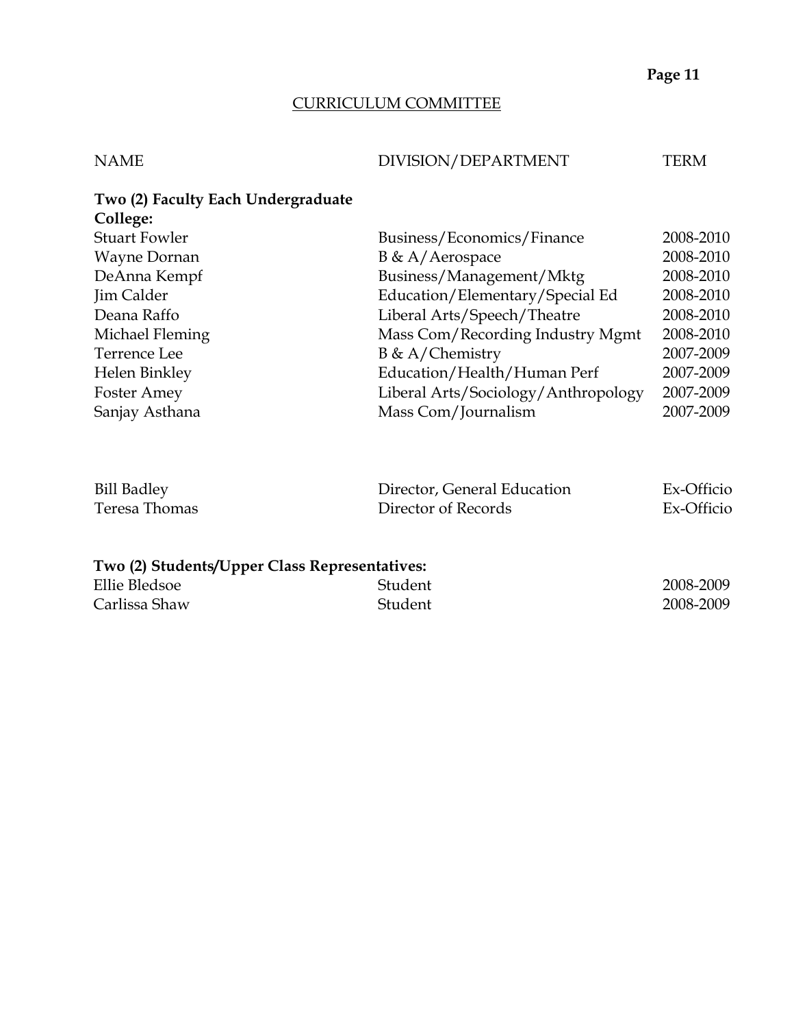## CURRICULUM COMMITTEE

| NAME | DIVISION/DEPARTMENT | TERM |
|---|---|---|
| **Two (2) Faculty Each Undergraduate College:** | | |
| Stuart Fowler | Business/Economics/Finance | 2008-2010 |
| Wayne Dornan | B & A/Aerospace | 2008-2010 |
| DeAnna Kempf | Business/Management/Mktg | 2008-2010 |
| Jim Calder | Education/Elementary/Special Ed | 2008-2010 |
| Deana Raffo | Liberal Arts/Speech/Theatre | 2008-2010 |
| Michael Fleming | Mass Com/Recording Industry Mgmt | 2008-2010 |
| Terrence Lee | B & A/Chemistry | 2007-2009 |
| Helen Binkley | Education/Health/Human Perf | 2007-2009 |
| Foster Amey | Liberal Arts/Sociology/Anthropology | 2007-2009 |
| Sanjay Asthana | Mass Com/Journalism | 2007-2009 |
| | | |
| Bill Badley | Director, General Education | Ex-Officio |
| Teresa Thomas | Director of Records | Ex-Officio |
| | | |
| **Two (2) Students/Upper Class Representatives:** | | |
| Ellie Bledsoe | Student | 2008-2009 |
| Carlissa Shaw | Student | 2008-2009 |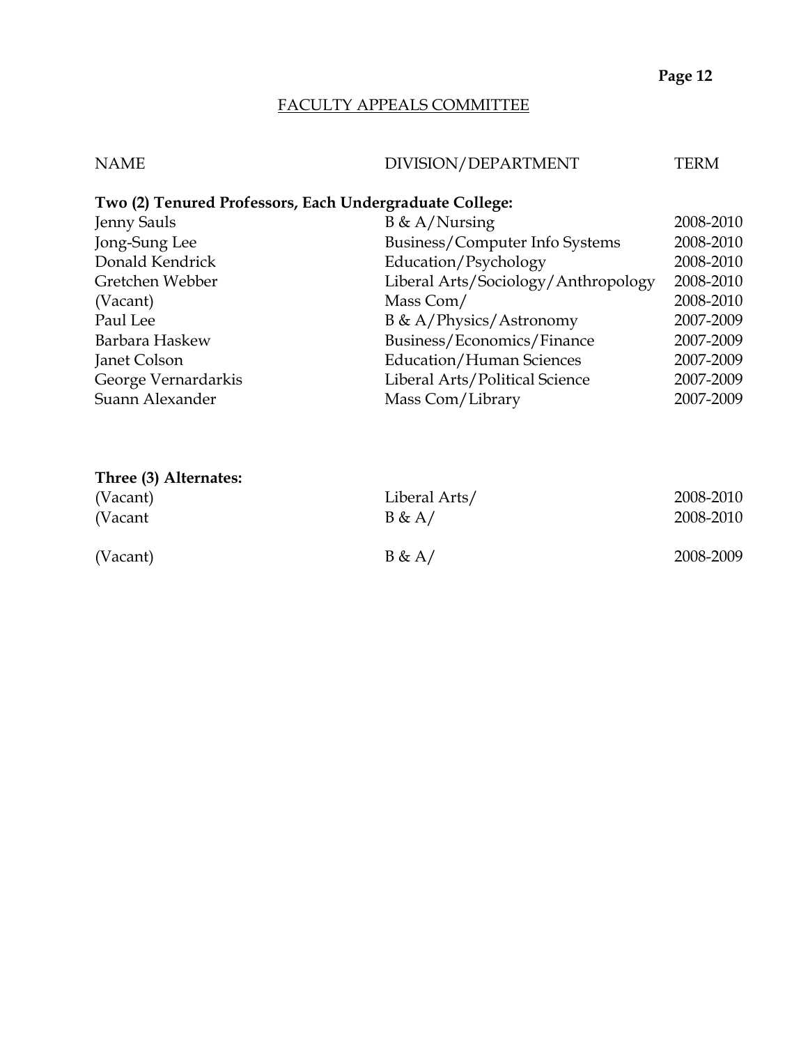## FACULTY APPEALS COMMITTEE

| NAME | DIVISION/DEPARTMENT | TERM |
|---|---|---|
| **Two (2) Tenured Professors, Each Undergraduate College:** | | |
| Jenny Sauls | B & A/Nursing | 2008-2010 |
| Jong-Sung Lee | Business/Computer Info Systems | 2008-2010 |
| Donald Kendrick | Education/Psychology | 2008-2010 |
| Gretchen Webber | Liberal Arts/Sociology/Anthropology | 2008-2010 |
| (Vacant) | Mass Com/ | 2008-2010 |
| Paul Lee | B & A/Physics/Astronomy | 2007-2009 |
| Barbara Haskew | Business/Economics/Finance | 2007-2009 |
| Janet Colson | Education/Human Sciences | 2007-2009 |
| George Vernardarkis | Liberal Arts/Political Science | 2007-2009 |
| Suann Alexander | Mass Com/Library | 2007-2009 |
| **Three (3) Alternates:** | | |
| (Vacant) | Liberal Arts/ | 2008-2010 |
| (Vacant | B & A/ | 2008-2010 |
| (Vacant) | B & A/ | 2008-2009 |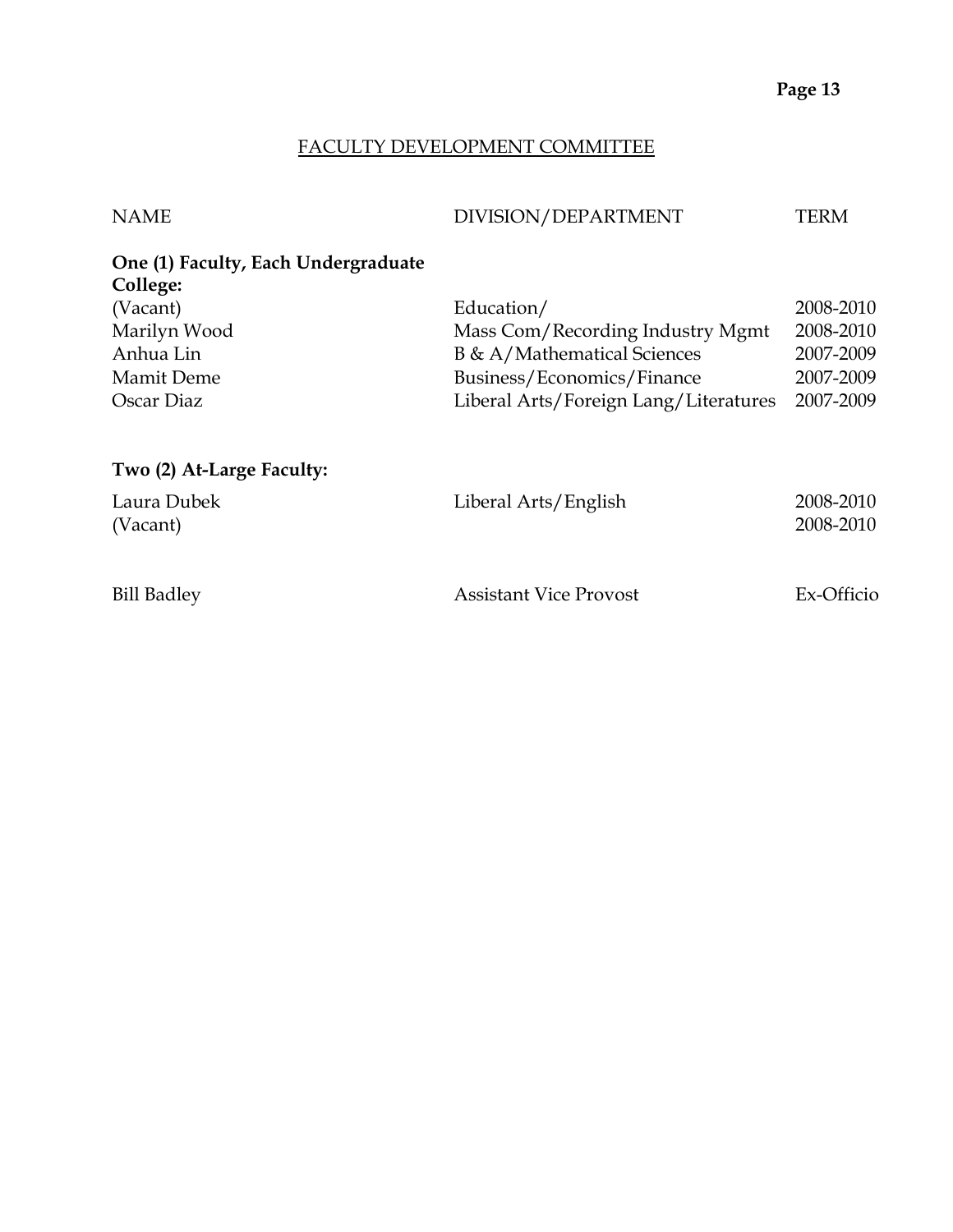## FACULTY DEVELOPMENT COMMITTEE

| NAME | DIVISION/DEPARTMENT | TERM |
| --- | --- | --- |
| **One (1) Faculty, Each Undergraduate College:** | | |
| (Vacant) | Education/ | 2008-2010 |
| Marilyn Wood | Mass Com/Recording Industry Mgmt | 2008-2010 |
| Anhua Lin | B & A/Mathematical Sciences | 2007-2009 |
| Mamit Deme | Business/Economics/Finance | 2007-2009 |
| Oscar Diaz | Liberal Arts/Foreign Lang/Literatures | 2007-2009 |
| **Two (2) At-Large Faculty:** | | |
| Laura Dubek | Liberal Arts/English | 2008-2010 |
| (Vacant) | | 2008-2010 |
| Bill Badley | Assistant Vice Provost | Ex-Officio |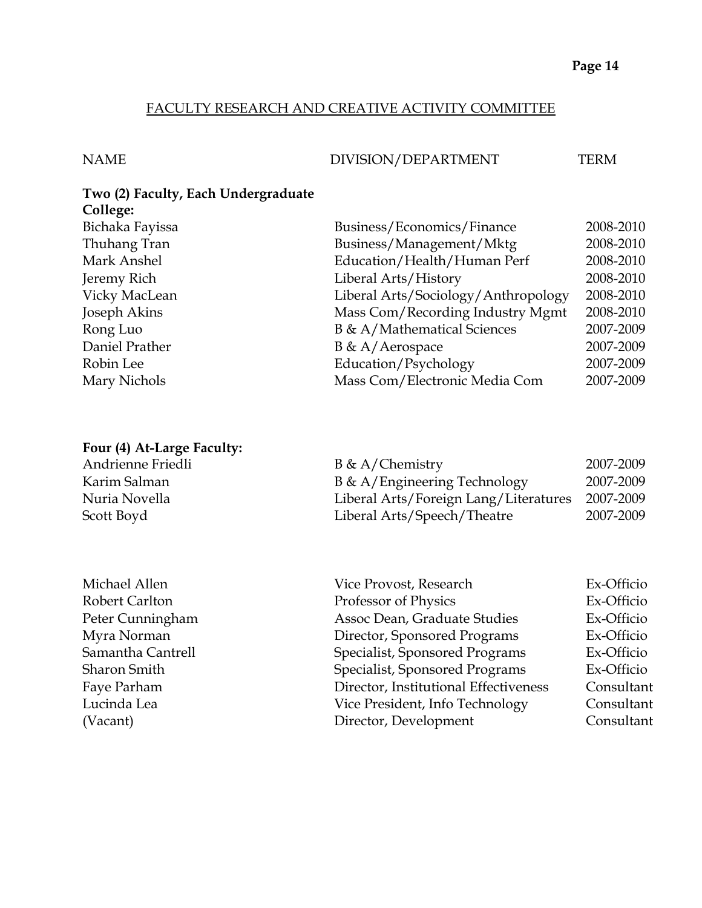## FACULTY RESEARCH AND CREATIVE ACTIVITY COMMITTEE

| NAME | DIVISION/DEPARTMENT | TERM |
|---|---|---|
| **Two (2) Faculty, Each Undergraduate College:** | | |
| Bichaka Fayissa | Business/Economics/Finance | 2008-2010 |
| Thuhang Tran | Business/Management/Mktg | 2008-2010 |
| Mark Anshel | Education/Health/Human Perf | 2008-2010 |
| Jeremy Rich | Liberal Arts/History | 2008-2010 |
| Vicky MacLean | Liberal Arts/Sociology/Anthropology | 2008-2010 |
| Joseph Akins | Mass Com/Recording Industry Mgmt | 2008-2010 |
| Rong Luo | B & A/Mathematical Sciences | 2007-2009 |
| Daniel Prather | B & A/Aerospace | 2007-2009 |
| Robin Lee | Education/Psychology | 2007-2009 |
| Mary Nichols | Mass Com/Electronic Media Com | 2007-2009 |
| **Four (4) At-Large Faculty:** | | |
| Andrienne Friedli | B & A/Chemistry | 2007-2009 |
| Karim Salman | B & A/Engineering Technology | 2007-2009 |
| Nuria Novella | Liberal Arts/Foreign Lang/Literatures | 2007-2009 |
| Scott Boyd | Liberal Arts/Speech/Theatre | 2007-2009 |
| Michael Allen | Vice Provost, Research | Ex-Officio |
| Robert Carlton | Professor of Physics | Ex-Officio |
| Peter Cunningham | Assoc Dean, Graduate Studies | Ex-Officio |
| Myra Norman | Director, Sponsored Programs | Ex-Officio |
| Samantha Cantrell | Specialist, Sponsored Programs | Ex-Officio |
| Sharon Smith | Specialist, Sponsored Programs | Ex-Officio |
| Faye Parham | Director, Institutional Effectiveness | Consultant |
| Lucinda Lea | Vice President, Info Technology | Consultant |
| (Vacant) | Director, Development | Consultant |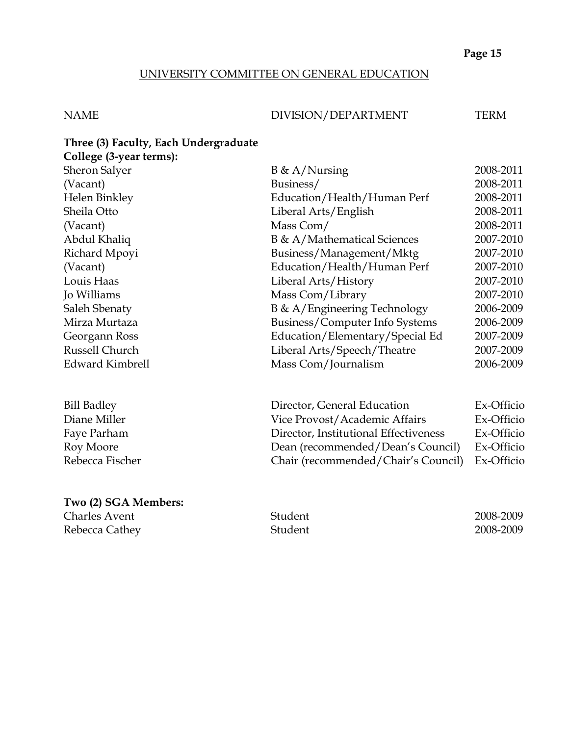## UNIVERSITY COMMITTEE ON GENERAL EDUCATION

| NAME | DIVISION/DEPARTMENT | TERM |
|---|---|---|
| **Three (3) Faculty, Each Undergraduate College (3-year terms):** | | |
| Sheron Salyer | B & A/Nursing | 2008-2011 |
| (Vacant) | Business/ | 2008-2011 |
| Helen Binkley | Education/Health/Human Perf | 2008-2011 |
| Sheila Otto | Liberal Arts/English | 2008-2011 |
| (Vacant) | Mass Com/ | 2008-2011 |
| Abdul Khaliq | B & A/Mathematical Sciences | 2007-2010 |
| Richard Mpoyi | Business/Management/Mktg | 2007-2010 |
| (Vacant) | Education/Health/Human Perf | 2007-2010 |
| Louis Haas | Liberal Arts/History | 2007-2010 |
| Jo Williams | Mass Com/Library | 2007-2010 |
| Saleh Sbenaty | B & A/Engineering Technology | 2006-2009 |
| Mirza Murtaza | Business/Computer Info Systems | 2006-2009 |
| Georgann Ross | Education/Elementary/Special Ed | 2007-2009 |
| Russell Church | Liberal Arts/Speech/Theatre | 2007-2009 |
| Edward Kimbrell | Mass Com/Journalism | 2006-2009 |
| | | |
| Bill Badley | Director, General Education | Ex-Officio |
| Diane Miller | Vice Provost/Academic Affairs | Ex-Officio |
| Faye Parham | Director, Institutional Effectiveness | Ex-Officio |
| Roy Moore | Dean (recommended/Dean's Council) | Ex-Officio |
| Rebecca Fischer | Chair (recommended/Chair's Council) | Ex-Officio |
| | | |
| **Two (2) SGA Members:** | | |
| Charles Avent | Student | 2008-2009 |
| Rebecca Cathey | Student | 2008-2009 |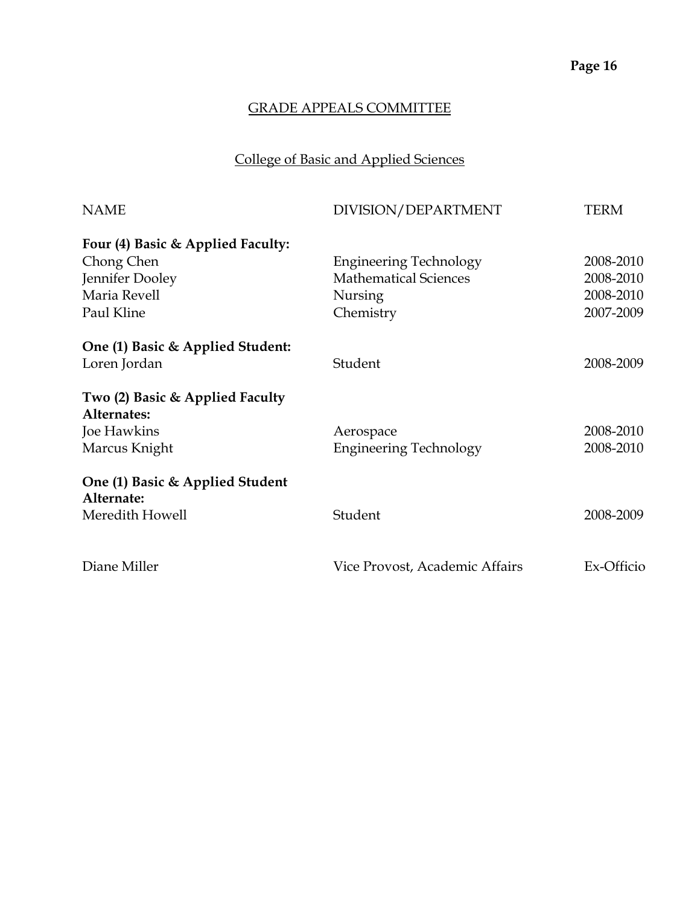## GRADE APPEALS COMMITTEE

### College of Basic and Applied Sciences

| NAME | DIVISION/DEPARTMENT | TERM |
|---|---|---|
| **Four (4) Basic & Applied Faculty:** | | |
| Chong Chen | Engineering Technology | 2008-2010 |
| Jennifer Dooley | Mathematical Sciences | 2008-2010 |
| Maria Revell | Nursing | 2008-2010 |
| Paul Kline | Chemistry | 2007-2009 |
| **One (1) Basic & Applied Student:** | | |
| Loren Jordan | Student | 2008-2009 |
| **Two (2) Basic & Applied Faculty Alternates:** | | |
| Joe Hawkins | Aerospace | 2008-2010 |
| Marcus Knight | Engineering Technology | 2008-2010 |
| **One (1) Basic & Applied Student Alternate:** | | |
| Meredith Howell | Student | 2008-2009 |
| Diane Miller | Vice Provost, Academic Affairs | Ex-Officio |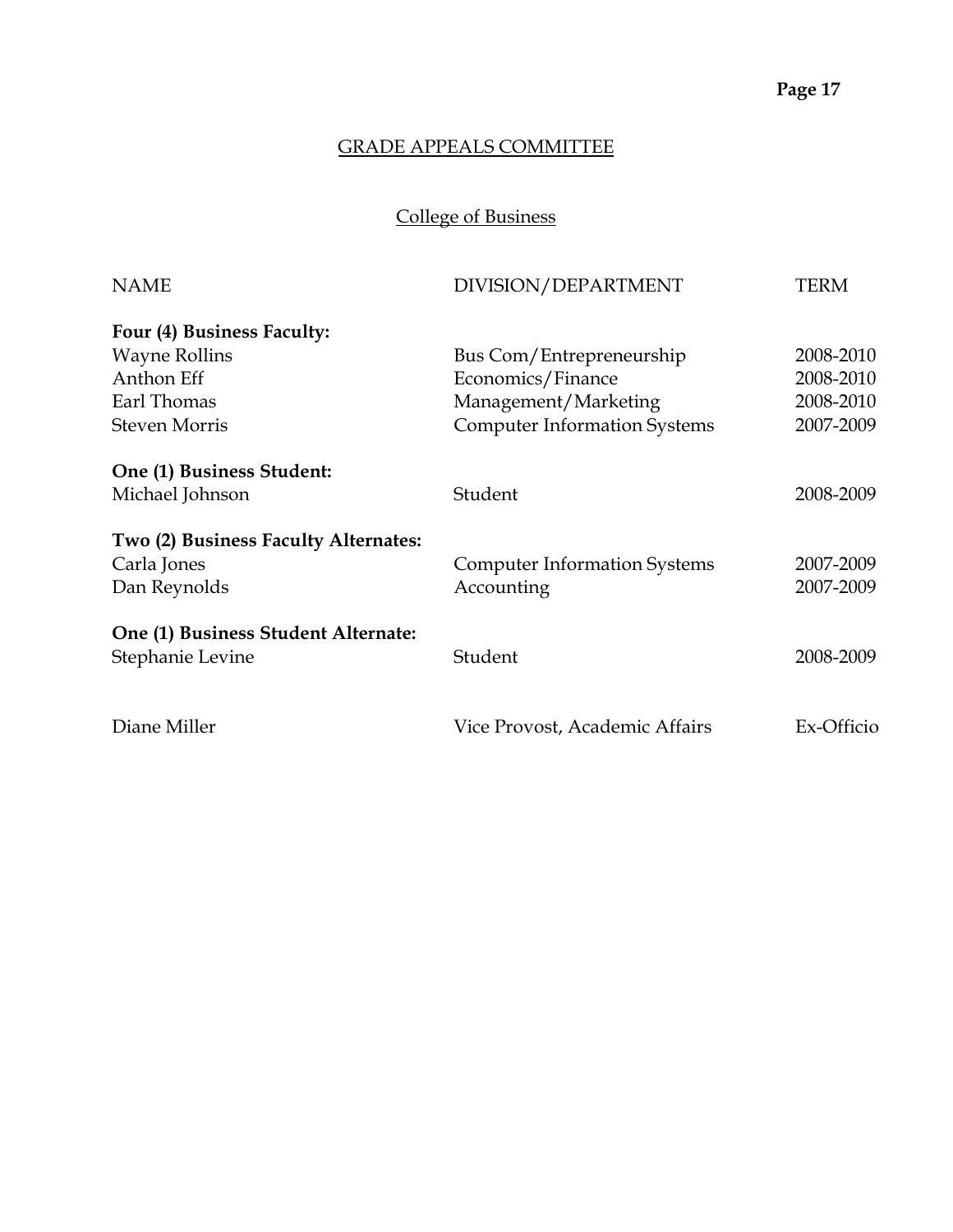## GRADE APPEALS COMMITTEE

### College of Business

| NAME | DIVISION/DEPARTMENT | TERM |
|---|---|---|
| **Four (4) Business Faculty:** | | |
| Wayne Rollins | Bus Com/Entrepreneurship | 2008-2010 |
| Anthon Eff | Economics/Finance | 2008-2010 |
| Earl Thomas | Management/Marketing | 2008-2010 |
| Steven Morris | Computer Information Systems | 2007-2009 |
| **One (1) Business Student:** | | |
| Michael Johnson | Student | 2008-2009 |
| **Two (2) Business Faculty Alternates:** | | |
| Carla Jones | Computer Information Systems | 2007-2009 |
| Dan Reynolds | Accounting | 2007-2009 |
| **One (1) Business Student Alternate:** | | |
| Stephanie Levine | Student | 2008-2009 |
| Diane Miller | Vice Provost, Academic Affairs | Ex-Officio |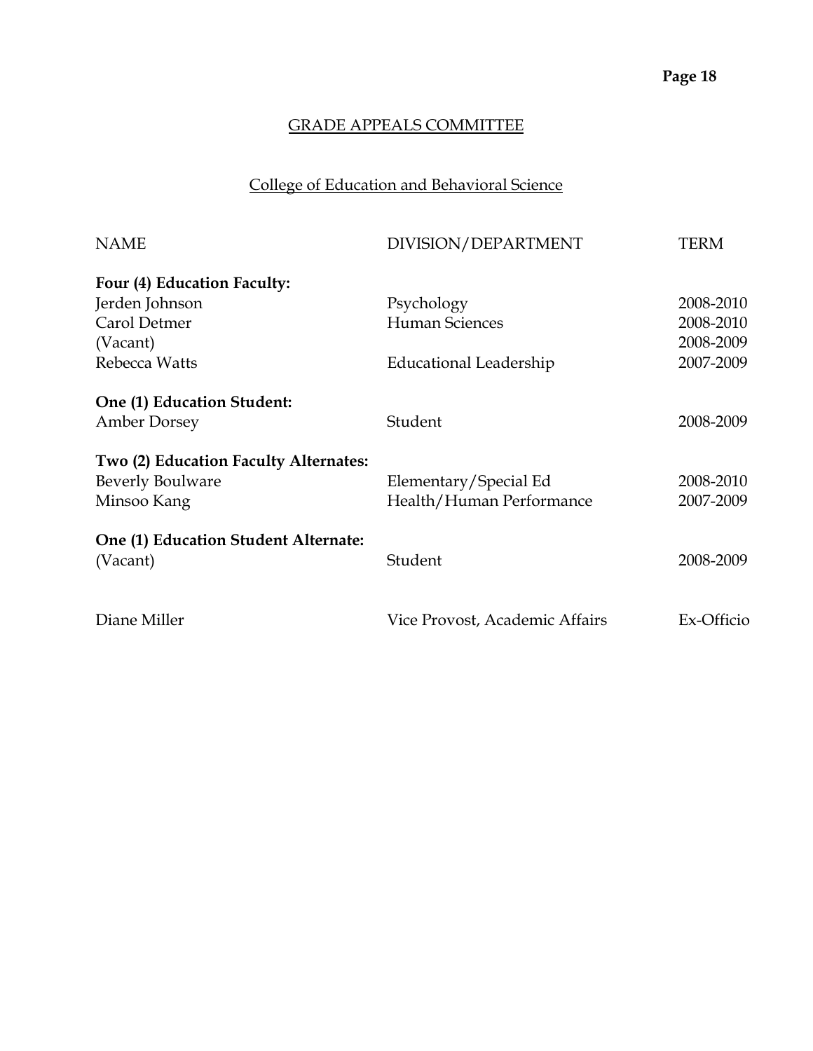## GRADE APPEALS COMMITTEE

### College of Education and Behavioral Science

| NAME | DIVISION/DEPARTMENT | TERM |
|---|---|---|
| **Four (4) Education Faculty:** | | |
| Jerden Johnson | Psychology | 2008-2010 |
| Carol Detmer | Human Sciences | 2008-2010 |
| (Vacant) | | 2008-2009 |
| Rebecca Watts | Educational Leadership | 2007-2009 |
| **One (1) Education Student:** | | |
| Amber Dorsey | Student | 2008-2009 |
| **Two (2) Education Faculty Alternates:** | | |
| Beverly Boulware | Elementary/Special Ed | 2008-2010 |
| Minsoo Kang | Health/Human Performance | 2007-2009 |
| **One (1) Education Student Alternate:** | | |
| (Vacant) | Student | 2008-2009 |
| Diane Miller | Vice Provost, Academic Affairs | Ex-Officio |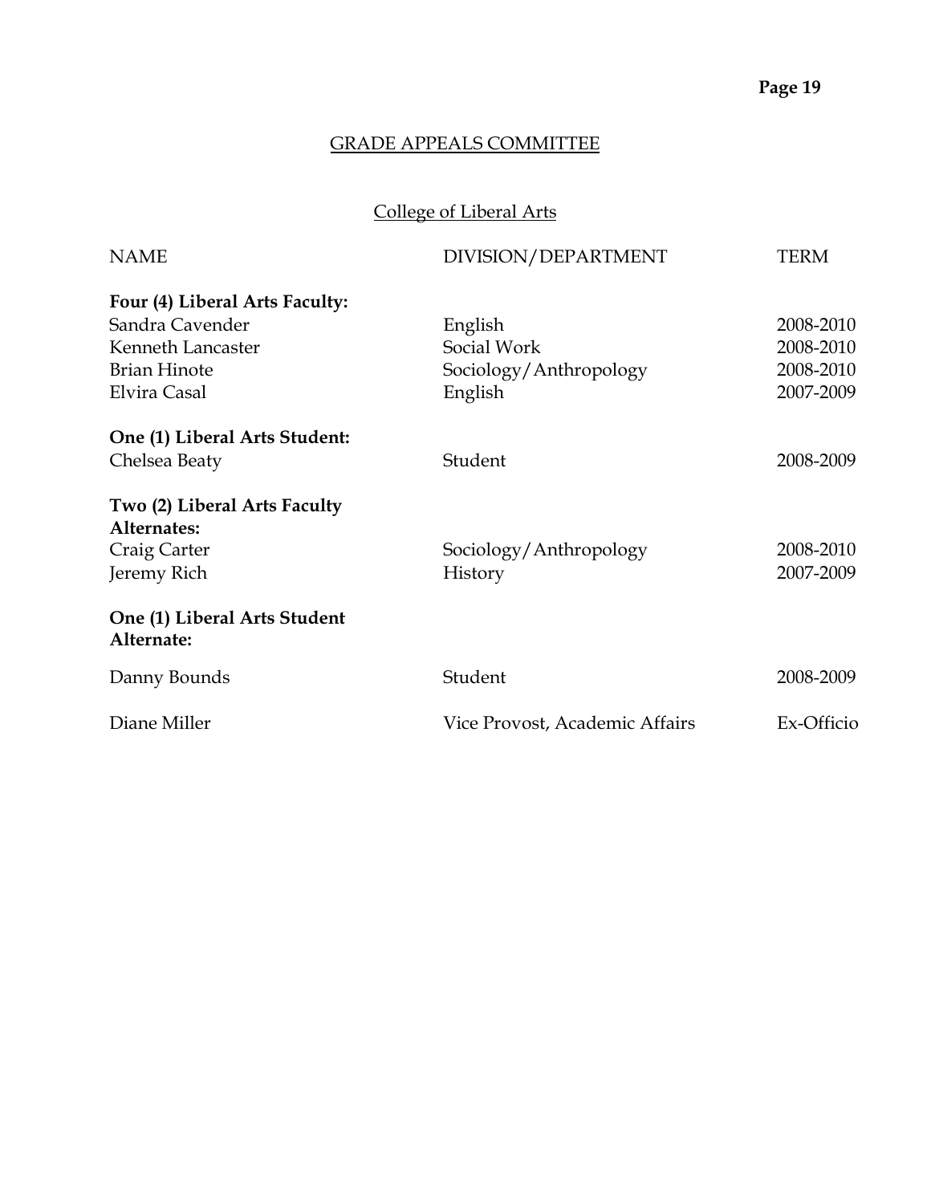## GRADE APPEALS COMMITTEE

### College of Liberal Arts

| NAME | DIVISION/DEPARTMENT | TERM |
|---|---|---|
| **Four (4) Liberal Arts Faculty:** | | |
| Sandra Cavender | English | 2008-2010 |
| Kenneth Lancaster | Social Work | 2008-2010 |
| Brian Hinote | Sociology/Anthropology | 2008-2010 |
| Elvira Casal | English | 2007-2009 |
| **One (1) Liberal Arts Student:** | | |
| Chelsea Beaty | Student | 2008-2009 |
| **Two (2) Liberal Arts Faculty Alternates:** | | |
| Craig Carter | Sociology/Anthropology | 2008-2010 |
| Jeremy Rich | History | 2007-2009 |
| **One (1) Liberal Arts Student Alternate:** | | |
| Danny Bounds | Student | 2008-2009 |
| Diane Miller | Vice Provost, Academic Affairs | Ex-Officio |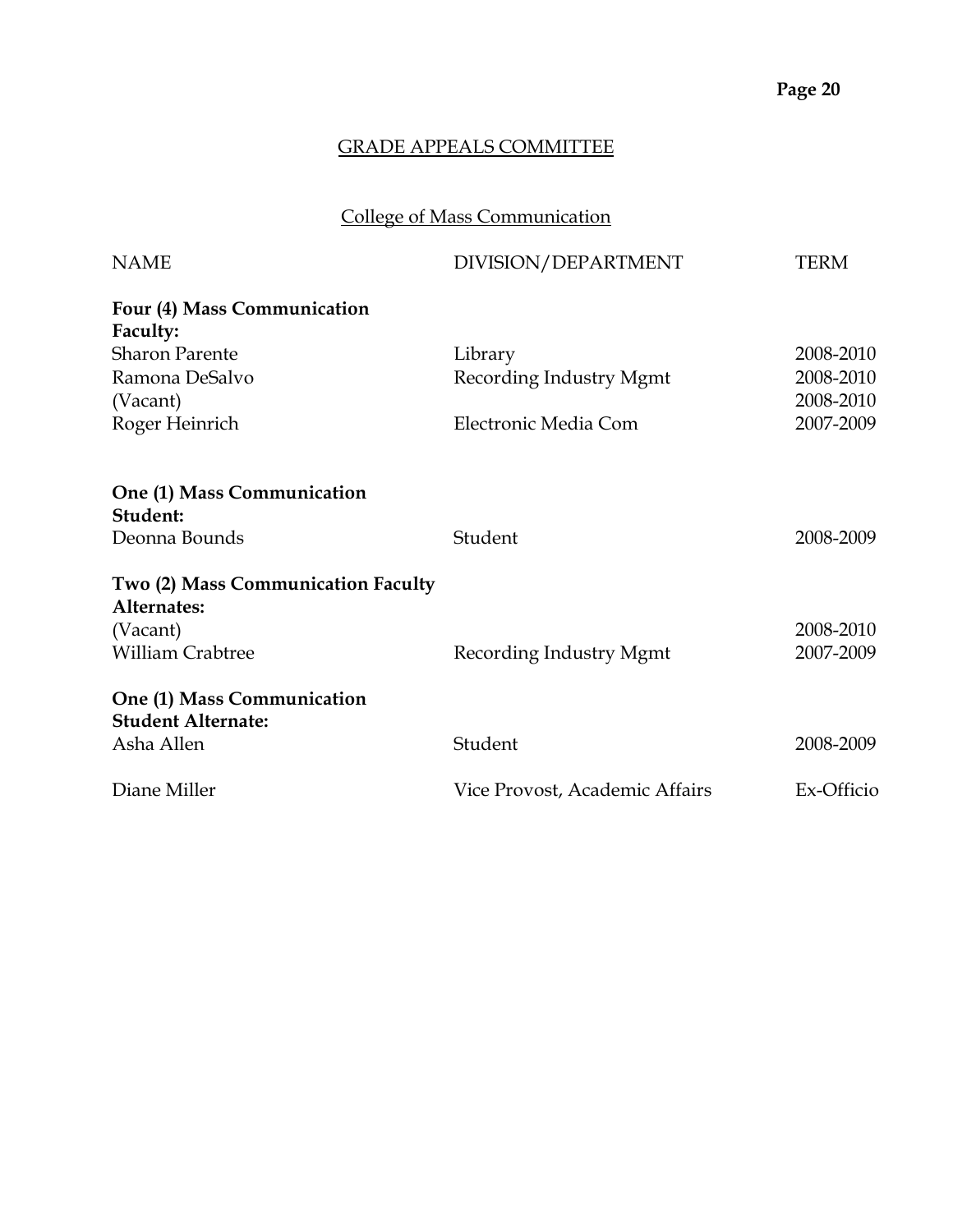## GRADE APPEALS COMMITTEE

### College of Mass Communication

| NAME | DIVISION/DEPARTMENT | TERM |
|---|---|---|
| **Four (4) Mass Communication Faculty:** | | |
| Sharon Parente | Library | 2008-2010 |
| Ramona DeSalvo | Recording Industry Mgmt | 2008-2010 |
| (Vacant) | | 2008-2010 |
| Roger Heinrich | Electronic Media Com | 2007-2009 |
| **One (1) Mass Communication Student:** | | |
| Deonna Bounds | Student | 2008-2009 |
| **Two (2) Mass Communication Faculty Alternates:** | | |
| (Vacant) | | 2008-2010 |
| William Crabtree | Recording Industry Mgmt | 2007-2009 |
| **One (1) Mass Communication Student Alternate:** | | |
| Asha Allen | Student | 2008-2009 |
| Diane Miller | Vice Provost, Academic Affairs | Ex-Officio |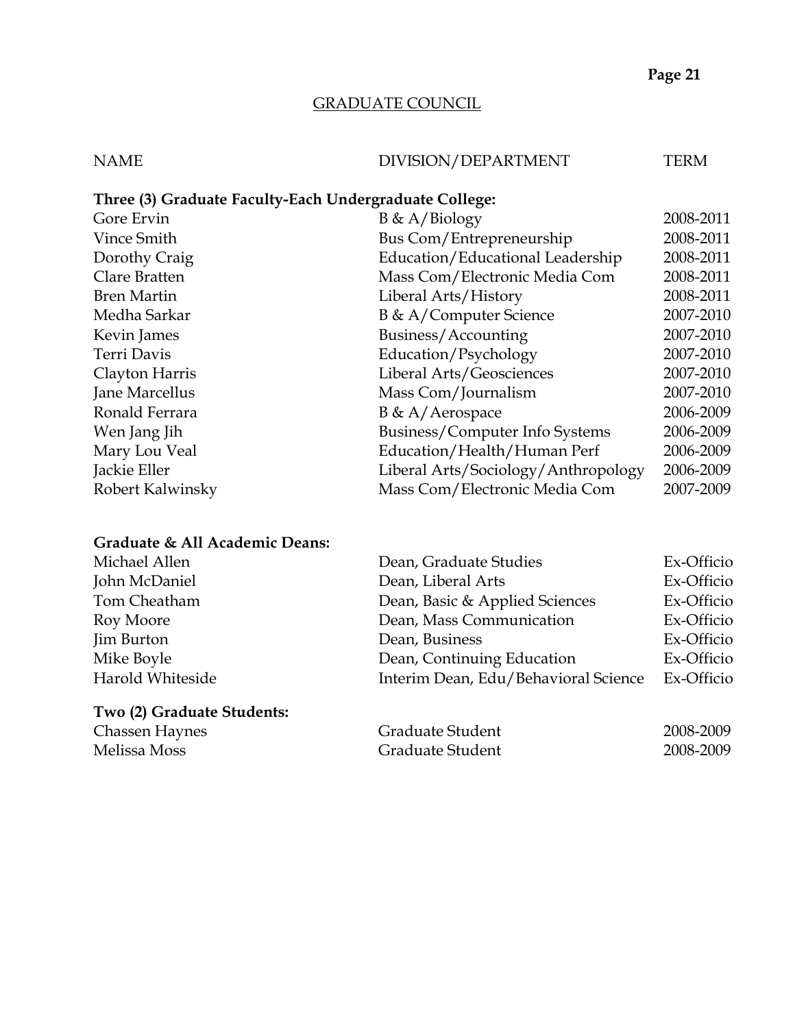## GRADUATE COUNCIL

| NAME | DIVISION/DEPARTMENT | TERM |
|---|---|---|
| **Three (3) Graduate Faculty-Each Undergraduate College:** | | |
| Gore Ervin | B & A/Biology | 2008-2011 |
| Vince Smith | Bus Com/Entrepreneurship | 2008-2011 |
| Dorothy Craig | Education/Educational Leadership | 2008-2011 |
| Clare Bratten | Mass Com/Electronic Media Com | 2008-2011 |
| Bren Martin | Liberal Arts/History | 2008-2011 |
| Medha Sarkar | B & A/Computer Science | 2007-2010 |
| Kevin James | Business/Accounting | 2007-2010 |
| Terri Davis | Education/Psychology | 2007-2010 |
| Clayton Harris | Liberal Arts/Geosciences | 2007-2010 |
| Jane Marcellus | Mass Com/Journalism | 2007-2010 |
| Ronald Ferrara | B & A/Aerospace | 2006-2009 |
| Wen Jang Jih | Business/Computer Info Systems | 2006-2009 |
| Mary Lou Veal | Education/Health/Human Perf | 2006-2009 |
| Jackie Eller | Liberal Arts/Sociology/Anthropology | 2006-2009 |
| Robert Kalwinsky | Mass Com/Electronic Media Com | 2007-2009 |
| **Graduate & All Academic Deans:** | | |
| Michael Allen | Dean, Graduate Studies | Ex-Officio |
| John McDaniel | Dean, Liberal Arts | Ex-Officio |
| Tom Cheatham | Dean, Basic & Applied Sciences | Ex-Officio |
| Roy Moore | Dean, Mass Communication | Ex-Officio |
| Jim Burton | Dean, Business | Ex-Officio |
| Mike Boyle | Dean, Continuing Education | Ex-Officio |
| Harold Whiteside | Interim Dean, Edu/Behavioral Science | Ex-Officio |
| **Two (2) Graduate Students:** | | |
| Chassen Haynes | Graduate Student | 2008-2009 |
| Melissa Moss | Graduate Student | 2008-2009 |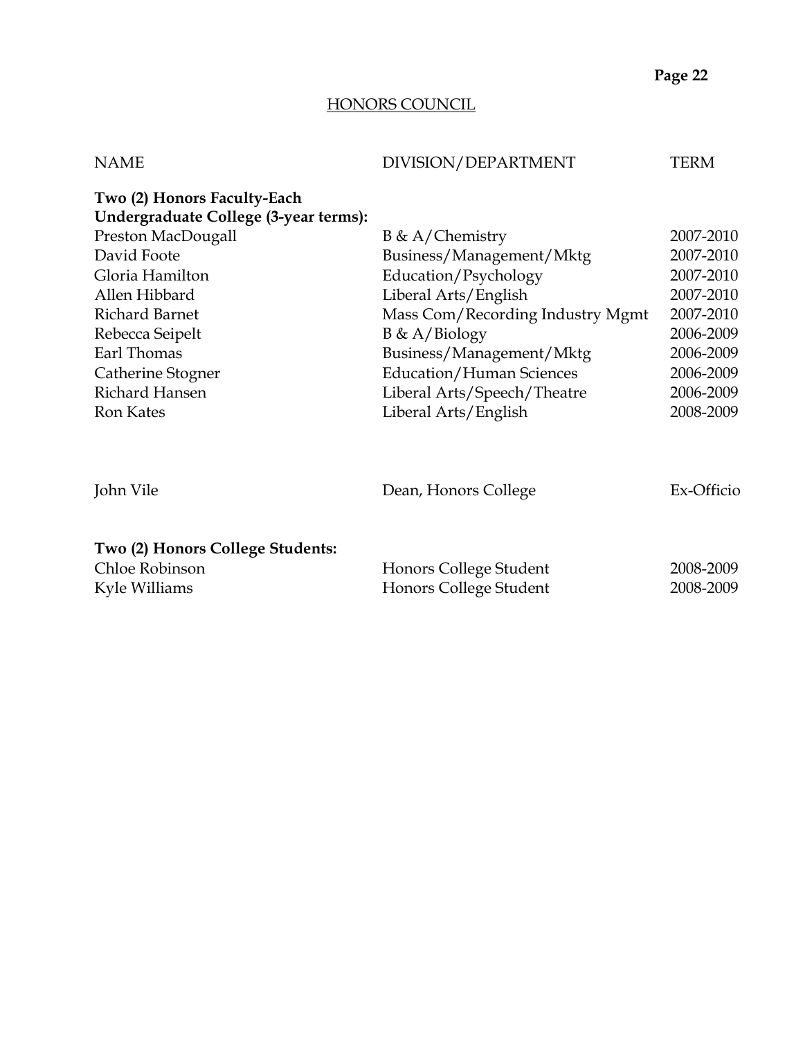## HONORS COUNCIL

| NAME | DIVISION/DEPARTMENT | TERM |
|---|---|---|
| **Two (2) Honors Faculty-Each Undergraduate College (3-year terms):** | | |
| Preston MacDougall | B & A/Chemistry | 2007-2010 |
| David Foote | Business/Management/Mktg | 2007-2010 |
| Gloria Hamilton | Education/Psychology | 2007-2010 |
| Allen Hibbard | Liberal Arts/English | 2007-2010 |
| Richard Barnet | Mass Com/Recording Industry Mgmt | 2007-2010 |
| Rebecca Seipelt | B & A/Biology | 2006-2009 |
| Earl Thomas | Business/Management/Mktg | 2006-2009 |
| Catherine Stogner | Education/Human Sciences | 2006-2009 |
| Richard Hansen | Liberal Arts/Speech/Theatre | 2006-2009 |
| Ron Kates | Liberal Arts/English | 2008-2009 |
| John Vile | Dean, Honors College | Ex-Officio |
| **Two (2) Honors College Students:** | | |
| Chloe Robinson | Honors College Student | 2008-2009 |
| Kyle Williams | Honors College Student | 2008-2009 |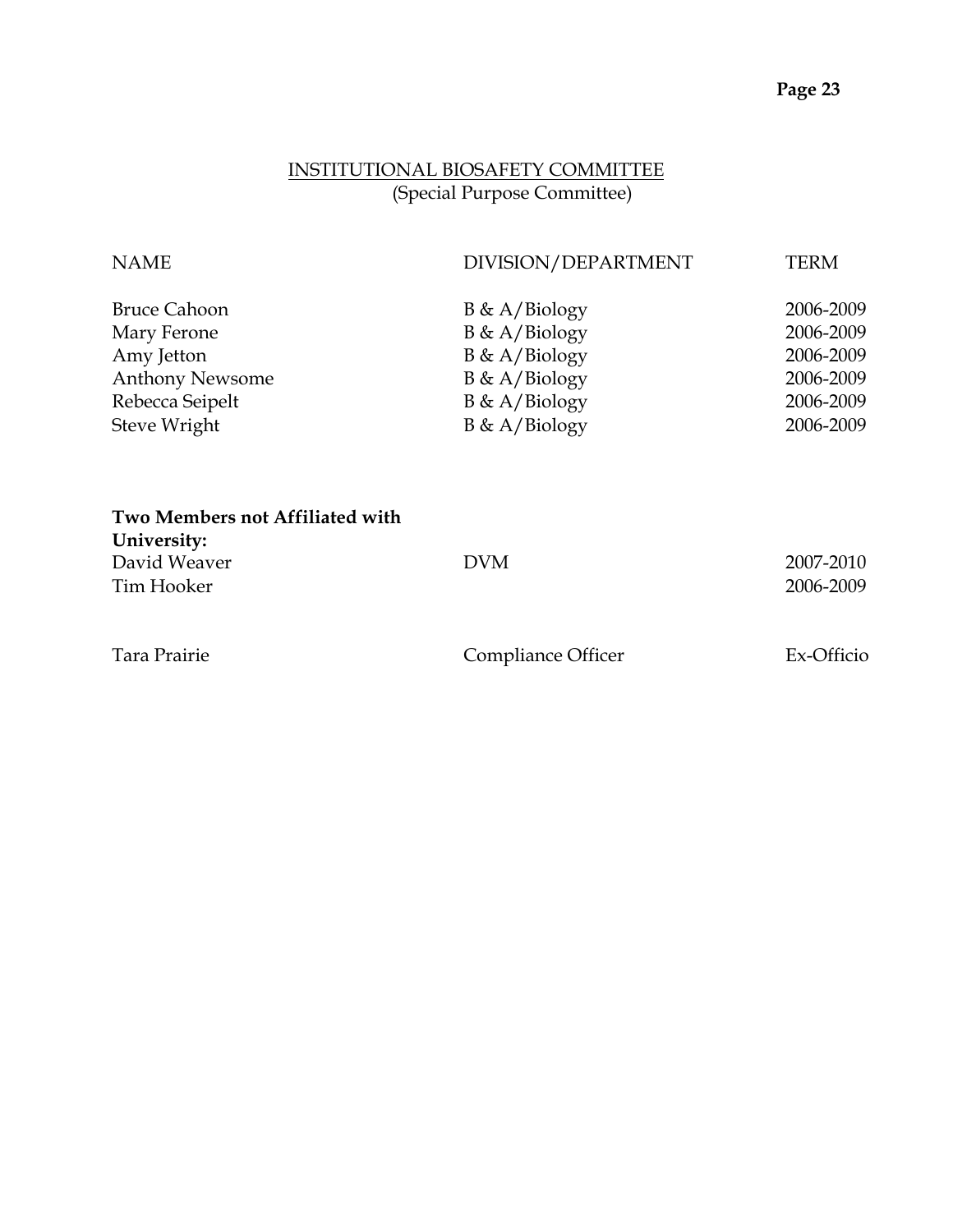## INSTITUTIONAL BIOSAFETY COMMITTEE
(Special Purpose Committee)

| NAME | DIVISION/DEPARTMENT | TERM |
|---|---|---|
| Bruce Cahoon | B & A/Biology | 2006-2009 |
| Mary Ferone | B & A/Biology | 2006-2009 |
| Amy Jetton | B & A/Biology | 2006-2009 |
| Anthony Newsome | B & A/Biology | 2006-2009 |
| Rebecca Seipelt | B & A/Biology | 2006-2009 |
| Steve Wright | B & A/Biology | 2006-2009 |
| **Two Members not Affiliated with University:** | | |
| David Weaver | DVM | 2007-2010 |
| Tim Hooker | | 2006-2009 |
| Tara Prairie | Compliance Officer | Ex-Officio |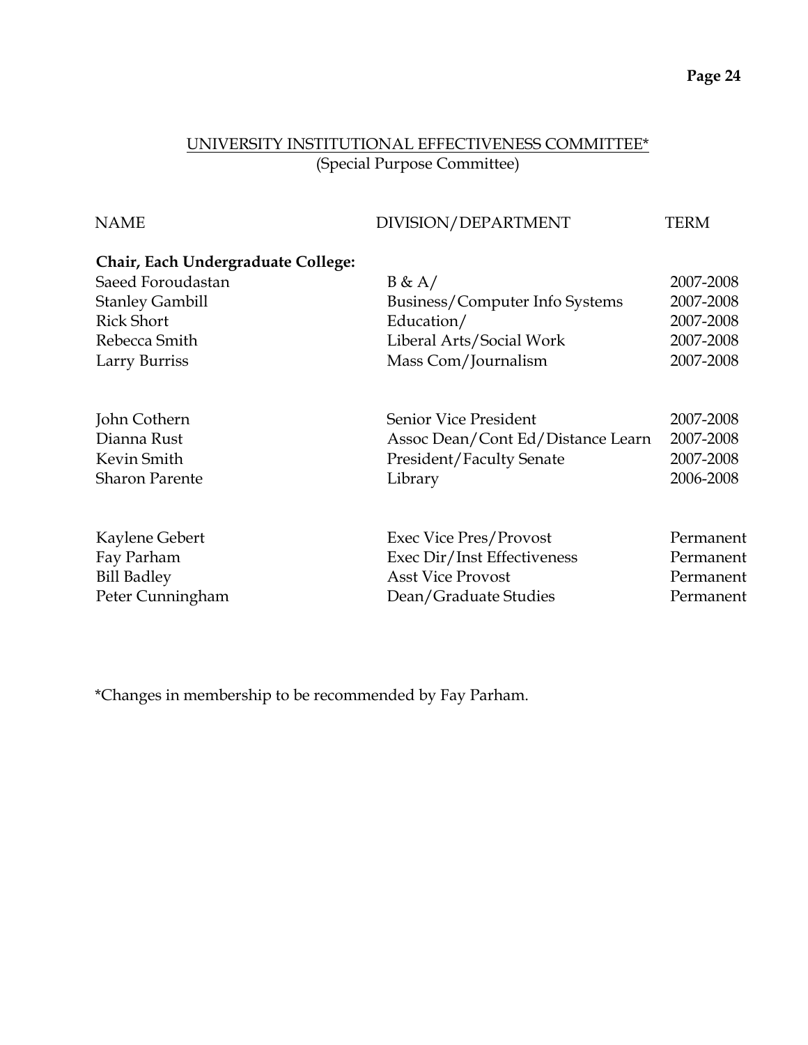## UNIVERSITY INSTITUTIONAL EFFECTIVENESS COMMITTEE*
(Special Purpose Committee)

| NAME | DIVISION/DEPARTMENT | TERM |
|---|---|---|
| **Chair, Each Undergraduate College:** | | |
| Saeed Foroudastan | B & A/ | 2007-2008 |
| Stanley Gambill | Business/Computer Info Systems | 2007-2008 |
| Rick Short | Education/ | 2007-2008 |
| Rebecca Smith | Liberal Arts/Social Work | 2007-2008 |
| Larry Burriss | Mass Com/Journalism | 2007-2008 |
| | | |
| John Cothern | Senior Vice President | 2007-2008 |
| Dianna Rust | Assoc Dean/Cont Ed/Distance Learn | 2007-2008 |
| Kevin Smith | President/Faculty Senate | 2007-2008 |
| Sharon Parente | Library | 2006-2008 |
| | | |
| Kaylene Gebert | Exec Vice Pres/Provost | Permanent |
| Fay Parham | Exec Dir/Inst Effectiveness | Permanent |
| Bill Badley | Asst Vice Provost | Permanent |
| Peter Cunningham | Dean/Graduate Studies | Permanent |

*Changes in membership to be recommended by Fay Parham.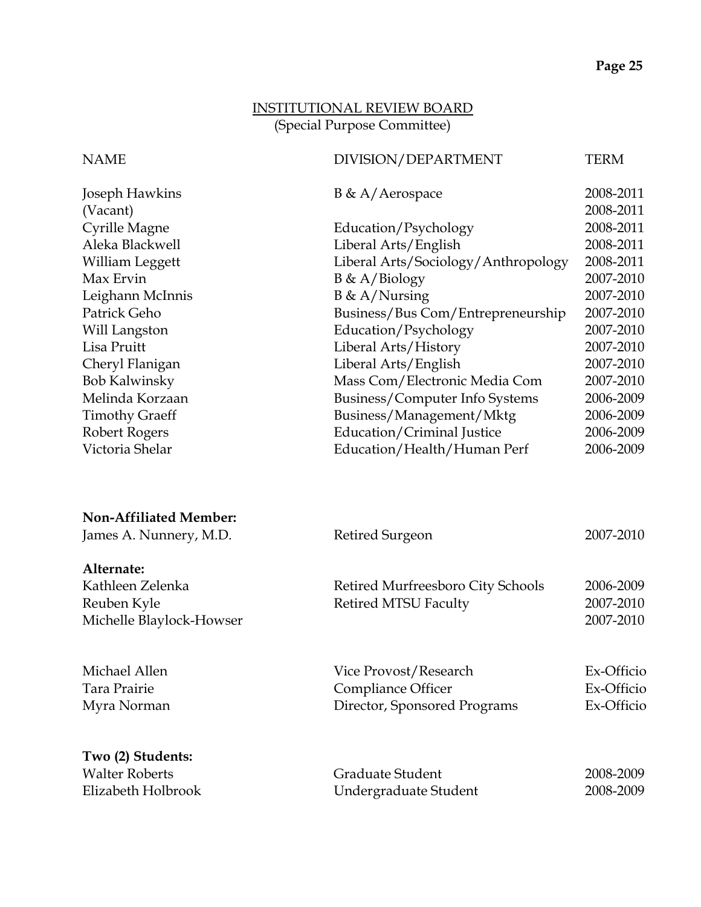## INSTITUTIONAL REVIEW BOARD

(Special Purpose Committee)

| NAME | DIVISION/DEPARTMENT | TERM |
|---|---|---|
| Joseph Hawkins | B & A/Aerospace | 2008-2011 |
| (Vacant) | | 2008-2011 |
| Cyrille Magne | Education/Psychology | 2008-2011 |
| Aleka Blackwell | Liberal Arts/English | 2008-2011 |
| William Leggett | Liberal Arts/Sociology/Anthropology | 2008-2011 |
| Max Ervin | B & A/Biology | 2007-2010 |
| Leighann McInnis | B & A/Nursing | 2007-2010 |
| Patrick Geho | Business/Bus Com/Entrepreneurship | 2007-2010 |
| Will Langston | Education/Psychology | 2007-2010 |
| Lisa Pruitt | Liberal Arts/History | 2007-2010 |
| Cheryl Flanigan | Liberal Arts/English | 2007-2010 |
| Bob Kalwinsky | Mass Com/Electronic Media Com | 2007-2010 |
| Melinda Korzaan | Business/Computer Info Systems | 2006-2009 |
| Timothy Graeff | Business/Management/Mktg | 2006-2009 |
| Robert Rogers | Education/Criminal Justice | 2006-2009 |
| Victoria Shelar | Education/Health/Human Perf | 2006-2009 |

**Non-Affiliated Member:**

| | | |
|---|---|---|
| James A. Nunnery, M.D. | Retired Surgeon | 2007-2010 |

**Alternate:**

| | | |
|---|---|---|
| Kathleen Zelenka | Retired Murfreesboro City Schools | 2006-2009 |
| Reuben Kyle | Retired MTSU Faculty | 2007-2010 |
| Michelle Blaylock-Howser | | 2007-2010 |

| | | |
|---|---|---|
| Michael Allen | Vice Provost/Research | Ex-Officio |
| Tara Prairie | Compliance Officer | Ex-Officio |
| Myra Norman | Director, Sponsored Programs | Ex-Officio |

**Two (2) Students:**

| | | |
|---|---|---|
| Walter Roberts | Graduate Student | 2008-2009 |
| Elizabeth Holbrook | Undergraduate Student | 2008-2009 |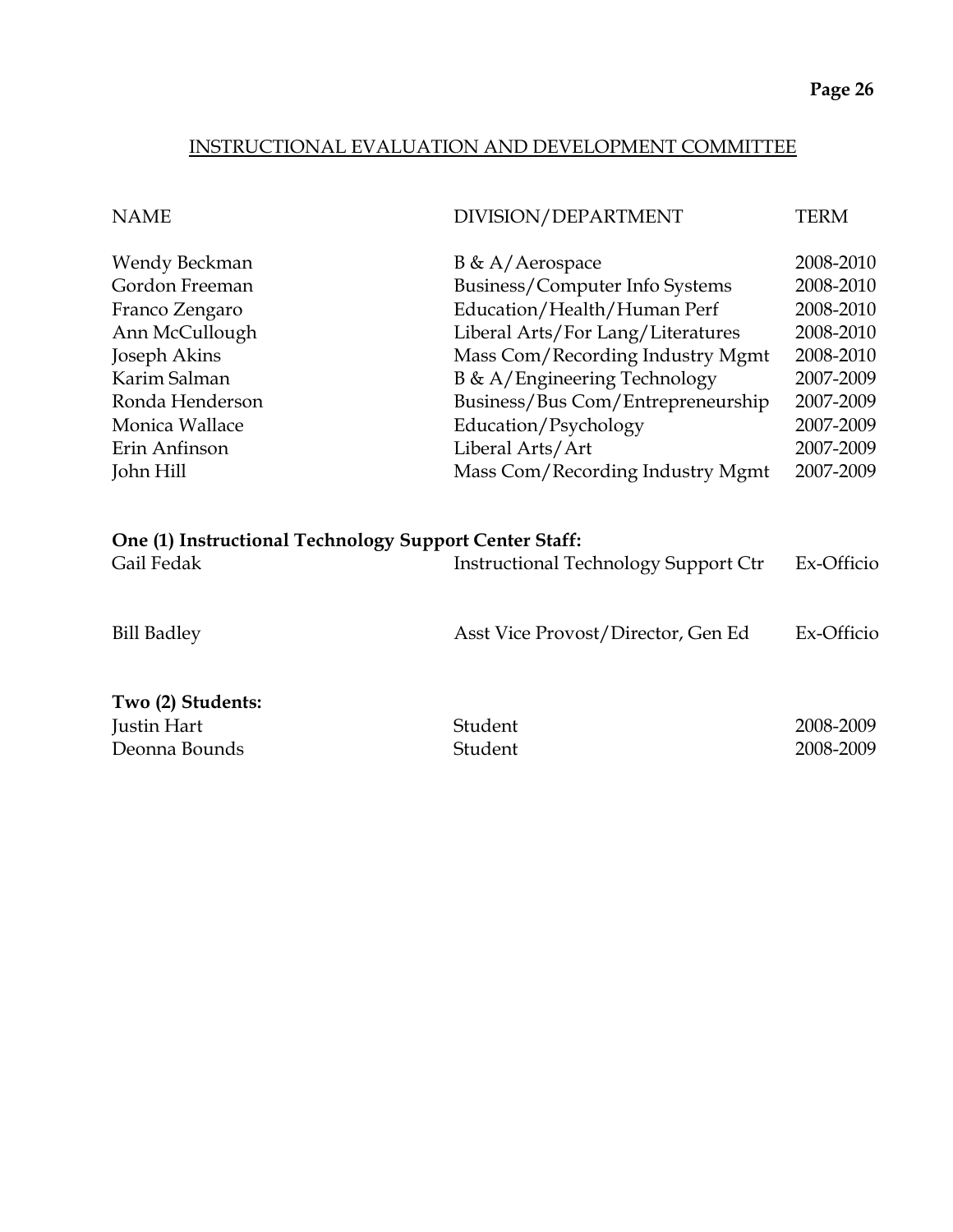## INSTRUCTIONAL EVALUATION AND DEVELOPMENT COMMITTEE

| NAME | DIVISION/DEPARTMENT | TERM |
|---|---|---|
| Wendy Beckman | B & A/Aerospace | 2008-2010 |
| Gordon Freeman | Business/Computer Info Systems | 2008-2010 |
| Franco Zengaro | Education/Health/Human Perf | 2008-2010 |
| Ann McCullough | Liberal Arts/For Lang/Literatures | 2008-2010 |
| Joseph Akins | Mass Com/Recording Industry Mgmt | 2008-2010 |
| Karim Salman | B & A/Engineering Technology | 2007-2009 |
| Ronda Henderson | Business/Bus Com/Entrepreneurship | 2007-2009 |
| Monica Wallace | Education/Psychology | 2007-2009 |
| Erin Anfinson | Liberal Arts/Art | 2007-2009 |
| John Hill | Mass Com/Recording Industry Mgmt | 2007-2009 |

**One (1) Instructional Technology Support Center Staff:**

| | | |
|---|---|---|
| Gail Fedak | Instructional Technology Support Ctr | Ex-Officio |
| Bill Badley | Asst Vice Provost/Director, Gen Ed | Ex-Officio |

**Two (2) Students:**

| | | |
|---|---|---|
| Justin Hart | Student | 2008-2009 |
| Deonna Bounds | Student | 2008-2009 |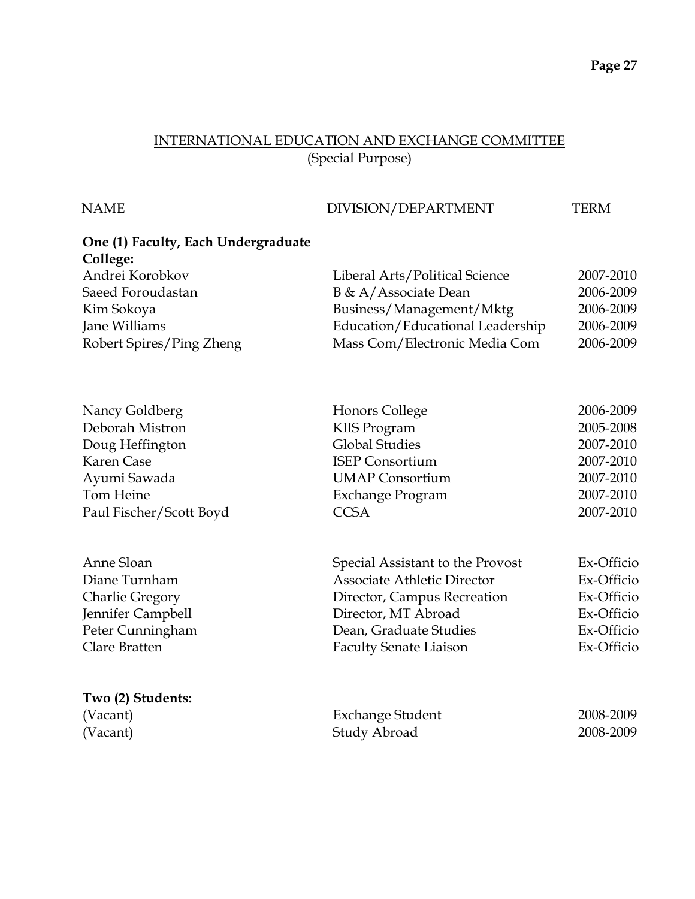## INTERNATIONAL EDUCATION AND EXCHANGE COMMITTEE
(Special Purpose)

| NAME | DIVISION/DEPARTMENT | TERM |
|---|---|---|
| **One (1) Faculty, Each Undergraduate College:** | | |
| Andrei Korobkov | Liberal Arts/Political Science | 2007-2010 |
| Saeed Foroudastan | B & A/Associate Dean | 2006-2009 |
| Kim Sokoya | Business/Management/Mktg | 2006-2009 |
| Jane Williams | Education/Educational Leadership | 2006-2009 |
| Robert Spires/Ping Zheng | Mass Com/Electronic Media Com | 2006-2009 |
| | | |
| Nancy Goldberg | Honors College | 2006-2009 |
| Deborah Mistron | KIIS Program | 2005-2008 |
| Doug Heffington | Global Studies | 2007-2010 |
| Karen Case | ISEP Consortium | 2007-2010 |
| Ayumi Sawada | UMAP Consortium | 2007-2010 |
| Tom Heine | Exchange Program | 2007-2010 |
| Paul Fischer/Scott Boyd | CCSA | 2007-2010 |
| | | |
| Anne Sloan | Special Assistant to the Provost | Ex-Officio |
| Diane Turnham | Associate Athletic Director | Ex-Officio |
| Charlie Gregory | Director, Campus Recreation | Ex-Officio |
| Jennifer Campbell | Director, MT Abroad | Ex-Officio |
| Peter Cunningham | Dean, Graduate Studies | Ex-Officio |
| Clare Bratten | Faculty Senate Liaison | Ex-Officio |
| | | |
| **Two (2) Students:** | | |
| (Vacant) | Exchange Student | 2008-2009 |
| (Vacant) | Study Abroad | 2008-2009 |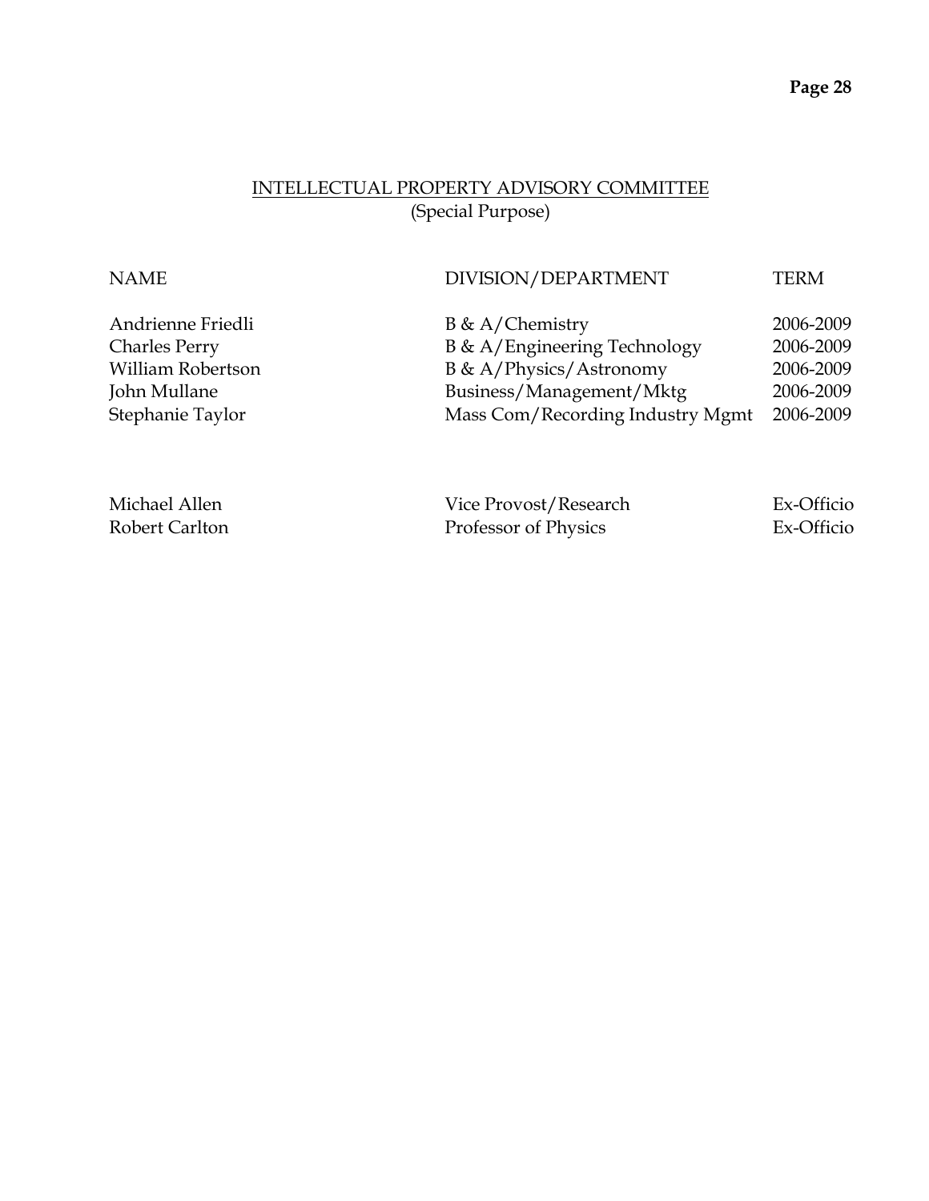## INTELLECTUAL PROPERTY ADVISORY COMMITTEE
(Special Purpose)

| NAME | DIVISION/DEPARTMENT | TERM |
|---|---|---|
| Andrienne Friedli | B & A/Chemistry | 2006-2009 |
| Charles Perry | B & A/Engineering Technology | 2006-2009 |
| William Robertson | B & A/Physics/Astronomy | 2006-2009 |
| John Mullane | Business/Management/Mktg | 2006-2009 |
| Stephanie Taylor | Mass Com/Recording Industry Mgmt | 2006-2009 |
| | | |
| Michael Allen | Vice Provost/Research | Ex-Officio |
| Robert Carlton | Professor of Physics | Ex-Officio |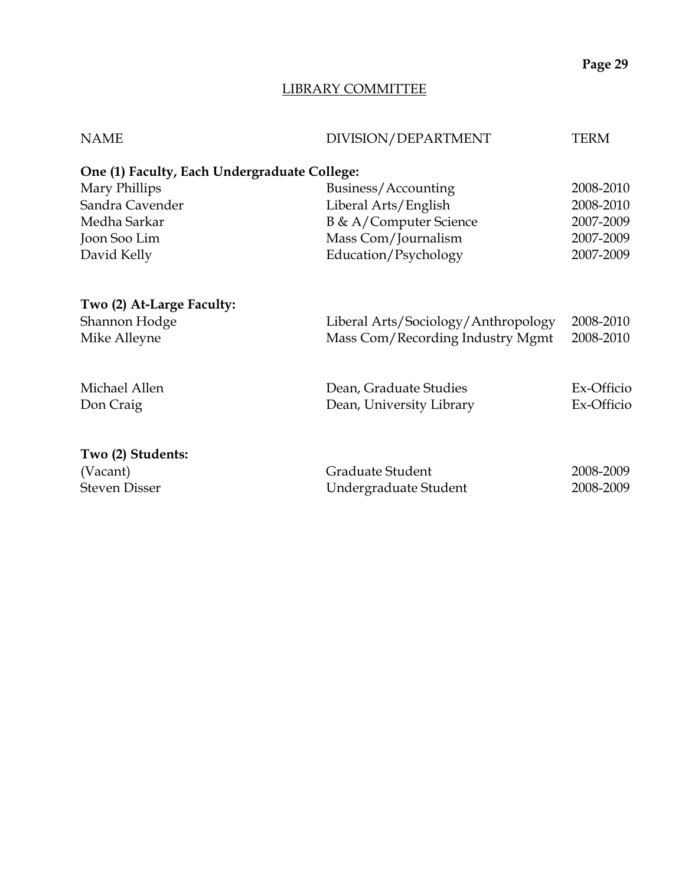## LIBRARY COMMITTEE

| NAME | DIVISION/DEPARTMENT | TERM |
|---|---|---|
| **One (1) Faculty, Each Undergraduate College:** | | |
| Mary Phillips | Business/Accounting | 2008-2010 |
| Sandra Cavender | Liberal Arts/English | 2008-2010 |
| Medha Sarkar | B & A/Computer Science | 2007-2009 |
| Joon Soo Lim | Mass Com/Journalism | 2007-2009 |
| David Kelly | Education/Psychology | 2007-2009 |
| **Two (2) At-Large Faculty:** | | |
| Shannon Hodge | Liberal Arts/Sociology/Anthropology | 2008-2010 |
| Mike Alleyne | Mass Com/Recording Industry Mgmt | 2008-2010 |
| Michael Allen | Dean, Graduate Studies | Ex-Officio |
| Don Craig | Dean, University Library | Ex-Officio |
| **Two (2) Students:** | | |
| (Vacant) | Graduate Student | 2008-2009 |
| Steven Disser | Undergraduate Student | 2008-2009 |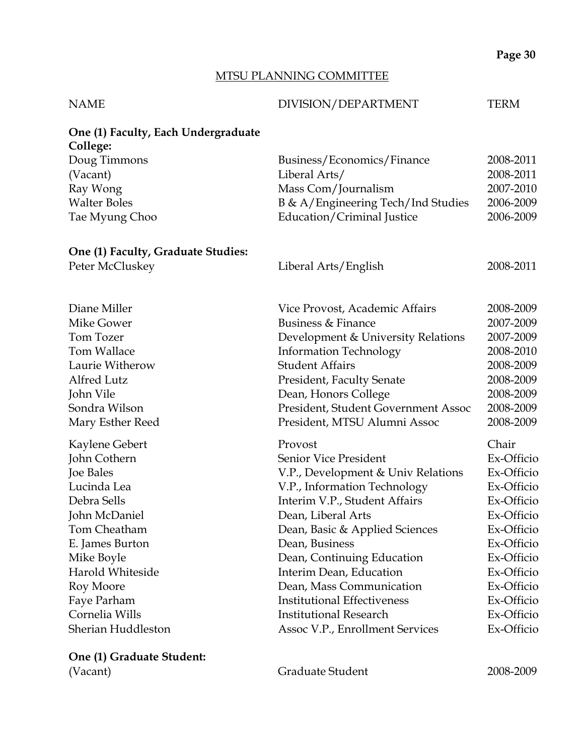## MTSU PLANNING COMMITTEE

| NAME | DIVISION/DEPARTMENT | TERM |
|---|---|---|
| **One (1) Faculty, Each Undergraduate College:** | | |
| Doug Timmons | Business/Economics/Finance | 2008-2011 |
| (Vacant) | Liberal Arts/ | 2008-2011 |
| Ray Wong | Mass Com/Journalism | 2007-2010 |
| Walter Boles | B & A/Engineering Tech/Ind Studies | 2006-2009 |
| Tae Myung Choo | Education/Criminal Justice | 2006-2009 |
| **One (1) Faculty, Graduate Studies:** | | |
| Peter McCluskey | Liberal Arts/English | 2008-2011 |
| | | |
| Diane Miller | Vice Provost, Academic Affairs | 2008-2009 |
| Mike Gower | Business & Finance | 2007-2009 |
| Tom Tozer | Development & University Relations | 2007-2009 |
| Tom Wallace | Information Technology | 2008-2010 |
| Laurie Witherow | Student Affairs | 2008-2009 |
| Alfred Lutz | President, Faculty Senate | 2008-2009 |
| John Vile | Dean, Honors College | 2008-2009 |
| Sondra Wilson | President, Student Government Assoc | 2008-2009 |
| Mary Esther Reed | President, MTSU Alumni Assoc | 2008-2009 |
| | | |
| Kaylene Gebert | Provost | Chair |
| John Cothern | Senior Vice President | Ex-Officio |
| Joe Bales | V.P., Development & Univ Relations | Ex-Officio |
| Lucinda Lea | V.P., Information Technology | Ex-Officio |
| Debra Sells | Interim V.P., Student Affairs | Ex-Officio |
| John McDaniel | Dean, Liberal Arts | Ex-Officio |
| Tom Cheatham | Dean, Basic & Applied Sciences | Ex-Officio |
| E. James Burton | Dean, Business | Ex-Officio |
| Mike Boyle | Dean, Continuing Education | Ex-Officio |
| Harold Whiteside | Interim Dean, Education | Ex-Officio |
| Roy Moore | Dean, Mass Communication | Ex-Officio |
| Faye Parham | Institutional Effectiveness | Ex-Officio |
| Cornelia Wills | Institutional Research | Ex-Officio |
| Sherian Huddleston | Assoc V.P., Enrollment Services | Ex-Officio |
| **One (1) Graduate Student:** | | |
| (Vacant) | Graduate Student | 2008-2009 |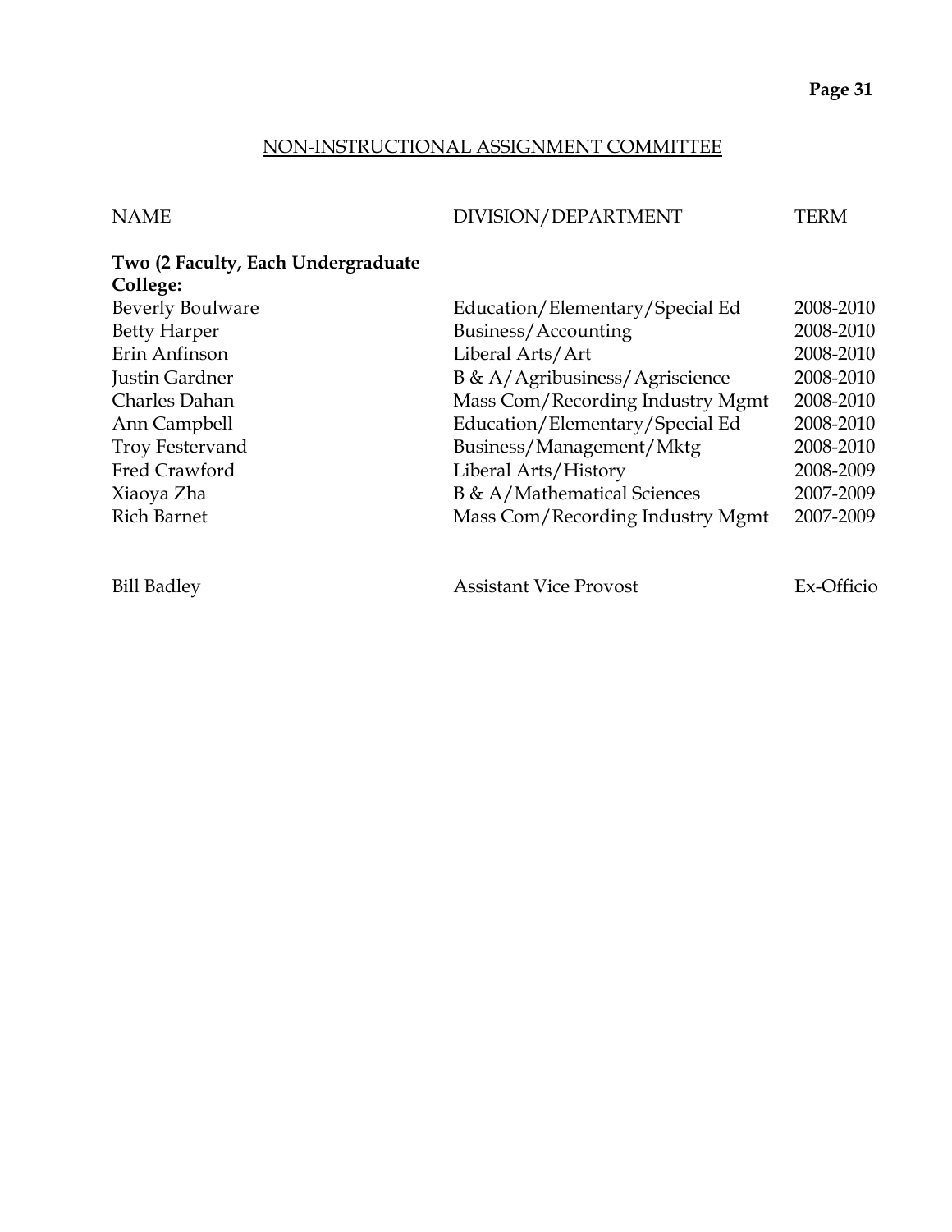## NON-INSTRUCTIONAL ASSIGNMENT COMMITTEE

| NAME | DIVISION/DEPARTMENT | TERM |
|---|---|---|
| **Two (2 Faculty, Each Undergraduate College:** | | |
| Beverly Boulware | Education/Elementary/Special Ed | 2008-2010 |
| Betty Harper | Business/Accounting | 2008-2010 |
| Erin Anfinson | Liberal Arts/Art | 2008-2010 |
| Justin Gardner | B & A/Agribusiness/Agriscience | 2008-2010 |
| Charles Dahan | Mass Com/Recording Industry Mgmt | 2008-2010 |
| Ann Campbell | Education/Elementary/Special Ed | 2008-2010 |
| Troy Festervand | Business/Management/Mktg | 2008-2010 |
| Fred Crawford | Liberal Arts/History | 2008-2009 |
| Xiaoya Zha | B & A/Mathematical Sciences | 2007-2009 |
| Rich Barnet | Mass Com/Recording Industry Mgmt | 2007-2009 |
| | | |
| Bill Badley | Assistant Vice Provost | Ex-Officio |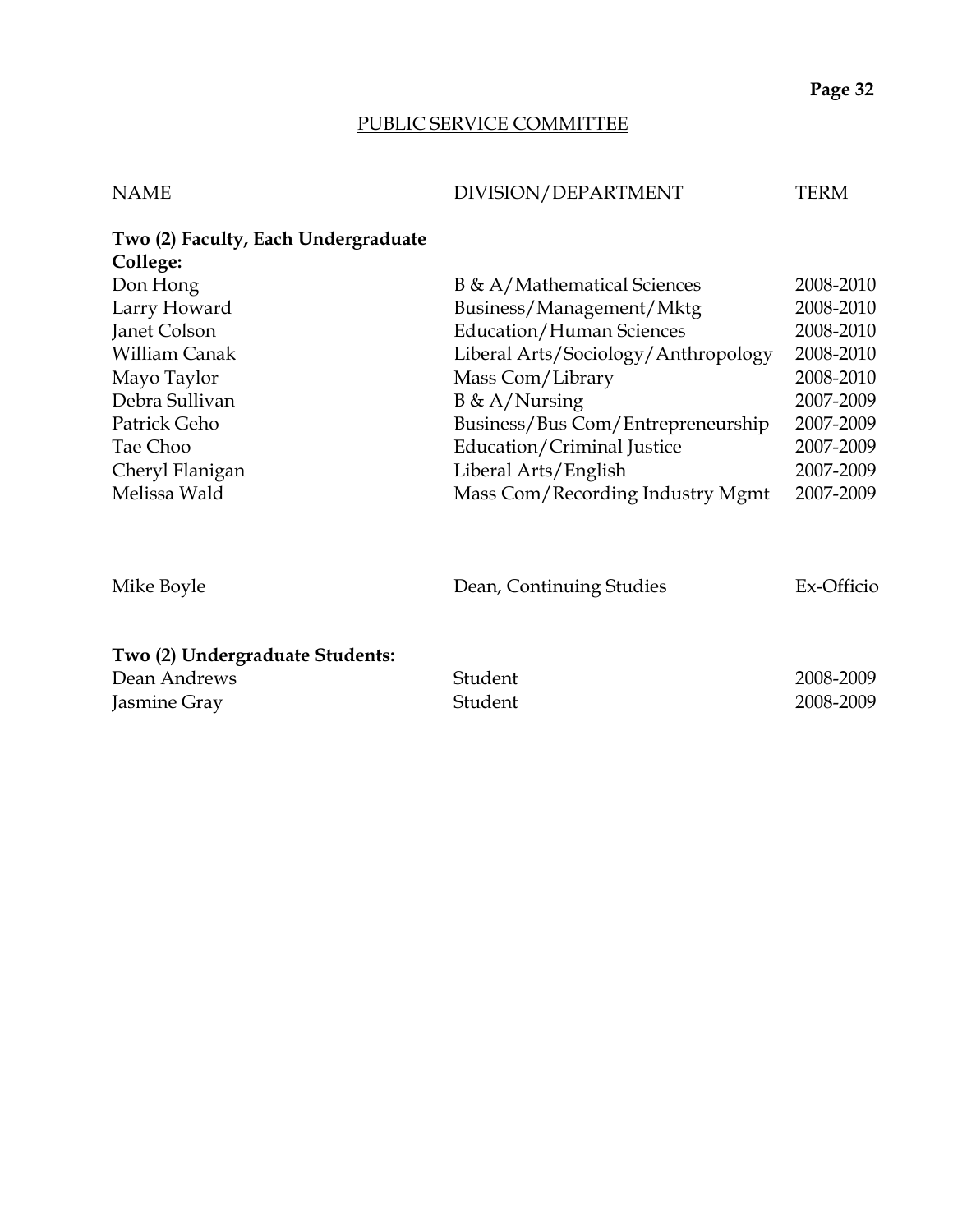## PUBLIC SERVICE COMMITTEE

| NAME | DIVISION/DEPARTMENT | TERM |
|---|---|---|
| **Two (2) Faculty, Each Undergraduate College:** | | |
| Don Hong | B & A/Mathematical Sciences | 2008-2010 |
| Larry Howard | Business/Management/Mktg | 2008-2010 |
| Janet Colson | Education/Human Sciences | 2008-2010 |
| William Canak | Liberal Arts/Sociology/Anthropology | 2008-2010 |
| Mayo Taylor | Mass Com/Library | 2008-2010 |
| Debra Sullivan | B & A/Nursing | 2007-2009 |
| Patrick Geho | Business/Bus Com/Entrepreneurship | 2007-2009 |
| Tae Choo | Education/Criminal Justice | 2007-2009 |
| Cheryl Flanigan | Liberal Arts/English | 2007-2009 |
| Melissa Wald | Mass Com/Recording Industry Mgmt | 2007-2009 |
| Mike Boyle | Dean, Continuing Studies | Ex-Officio |
| **Two (2) Undergraduate Students:** | | |
| Dean Andrews | Student | 2008-2009 |
| Jasmine Gray | Student | 2008-2009 |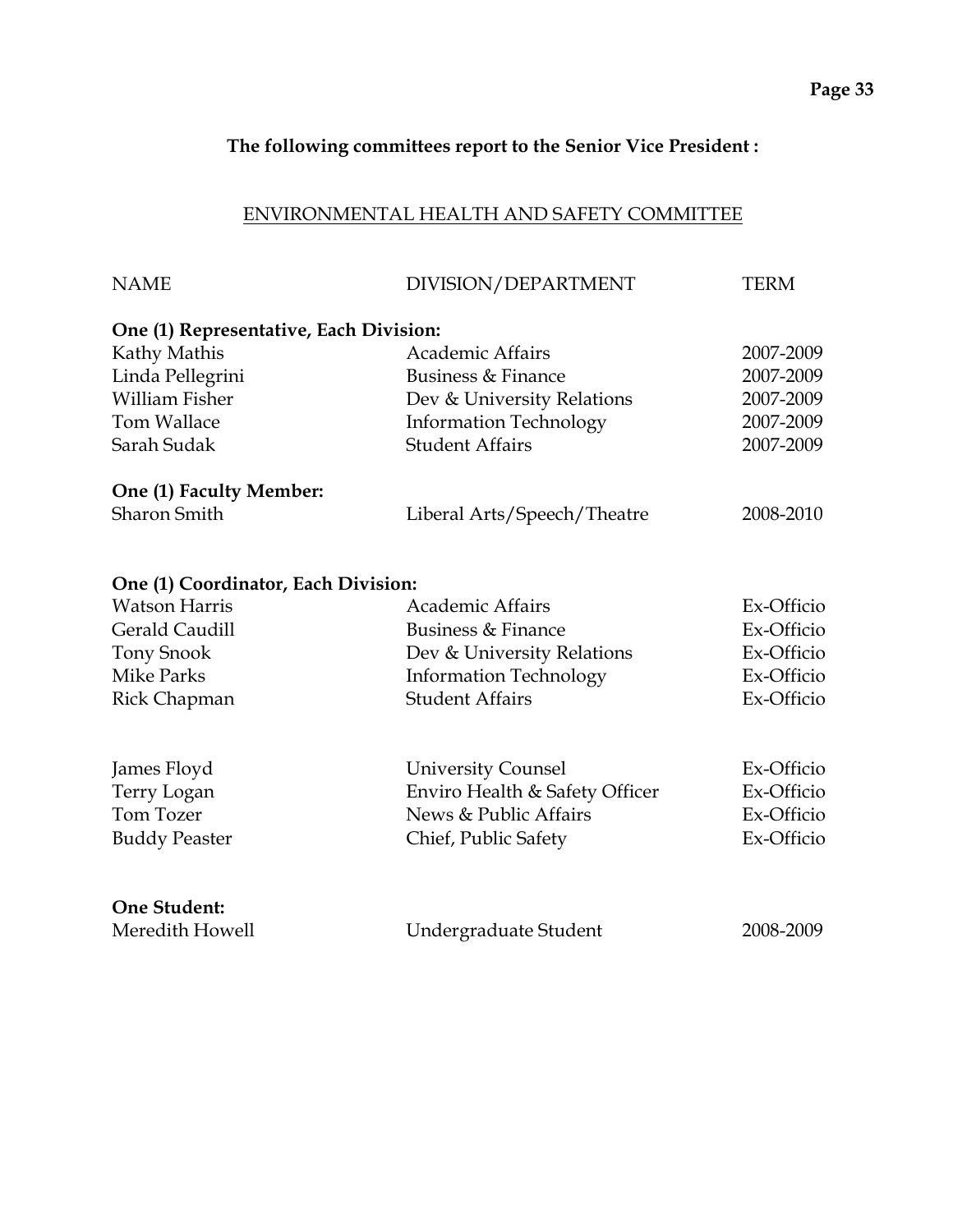**The following committees report to the Senior Vice President :**

## ENVIRONMENTAL HEALTH AND SAFETY COMMITTEE

| NAME | DIVISION/DEPARTMENT | TERM |
|---|---|---|
| **One (1) Representative, Each Division:** | | |
| Kathy Mathis | Academic Affairs | 2007-2009 |
| Linda Pellegrini | Business & Finance | 2007-2009 |
| William Fisher | Dev & University Relations | 2007-2009 |
| Tom Wallace | Information Technology | 2007-2009 |
| Sarah Sudak | Student Affairs | 2007-2009 |
| **One (1) Faculty Member:** | | |
| Sharon Smith | Liberal Arts/Speech/Theatre | 2008-2010 |
| **One (1) Coordinator, Each Division:** | | |
| Watson Harris | Academic Affairs | Ex-Officio |
| Gerald Caudill | Business & Finance | Ex-Officio |
| Tony Snook | Dev & University Relations | Ex-Officio |
| Mike Parks | Information Technology | Ex-Officio |
| Rick Chapman | Student Affairs | Ex-Officio |
| James Floyd | University Counsel | Ex-Officio |
| Terry Logan | Enviro Health & Safety Officer | Ex-Officio |
| Tom Tozer | News & Public Affairs | Ex-Officio |
| Buddy Peaster | Chief, Public Safety | Ex-Officio |
| **One Student:** | | |
| Meredith Howell | Undergraduate Student | 2008-2009 |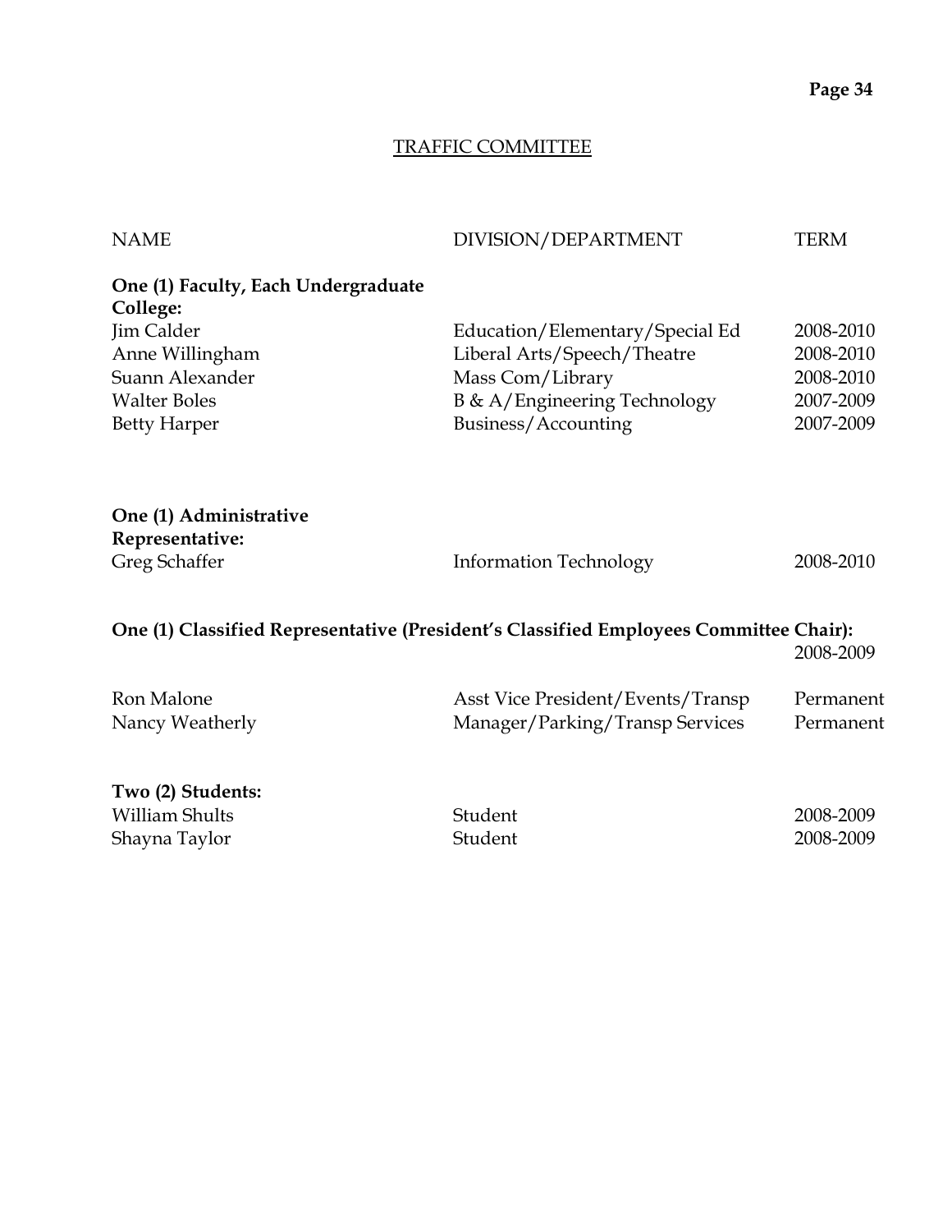## TRAFFIC COMMITTEE

| NAME | DIVISION/DEPARTMENT | TERM |
|---|---|---|
| **One (1) Faculty, Each Undergraduate College:** | | |
| Jim Calder | Education/Elementary/Special Ed | 2008-2010 |
| Anne Willingham | Liberal Arts/Speech/Theatre | 2008-2010 |
| Suann Alexander | Mass Com/Library | 2008-2010 |
| Walter Boles | B & A/Engineering Technology | 2007-2009 |
| Betty Harper | Business/Accounting | 2007-2009 |
| **One (1) Administrative Representative:** | | |
| Greg Schaffer | Information Technology | 2008-2010 |
| **One (1) Classified Representative (President's Classified Employees Committee Chair):** | | 2008-2009 |
| Ron Malone | Asst Vice President/Events/Transp | Permanent |
| Nancy Weatherly | Manager/Parking/Transp Services | Permanent |
| **Two (2) Students:** | | |
| William Shults | Student | 2008-2009 |
| Shayna Taylor | Student | 2008-2009 |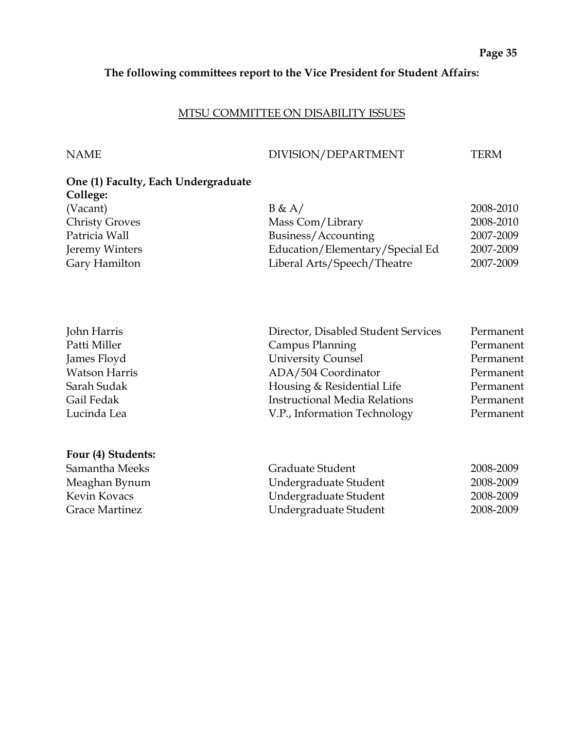**The following committees report to the Vice President for Student Affairs:**

## MTSU COMMITTEE ON DISABILITY ISSUES

| NAME | DIVISION/DEPARTMENT | TERM |
|---|---|---|
| **One (1) Faculty, Each Undergraduate College:** | | |
| (Vacant) | B & A/ | 2008-2010 |
| Christy Groves | Mass Com/Library | 2008-2010 |
| Patricia Wall | Business/Accounting | 2007-2009 |
| Jeremy Winters | Education/Elementary/Special Ed | 2007-2009 |
| Gary Hamilton | Liberal Arts/Speech/Theatre | 2007-2009 |
| | | |
| John Harris | Director, Disabled Student Services | Permanent |
| Patti Miller | Campus Planning | Permanent |
| James Floyd | University Counsel | Permanent |
| Watson Harris | ADA/504 Coordinator | Permanent |
| Sarah Sudak | Housing & Residential Life | Permanent |
| Gail Fedak | Instructional Media Relations | Permanent |
| Lucinda Lea | V.P., Information Technology | Permanent |
| | | |
| **Four (4) Students:** | | |
| Samantha Meeks | Graduate Student | 2008-2009 |
| Meaghan Bynum | Undergraduate Student | 2008-2009 |
| Kevin Kovacs | Undergraduate Student | 2008-2009 |
| Grace Martinez | Undergraduate Student | 2008-2009 |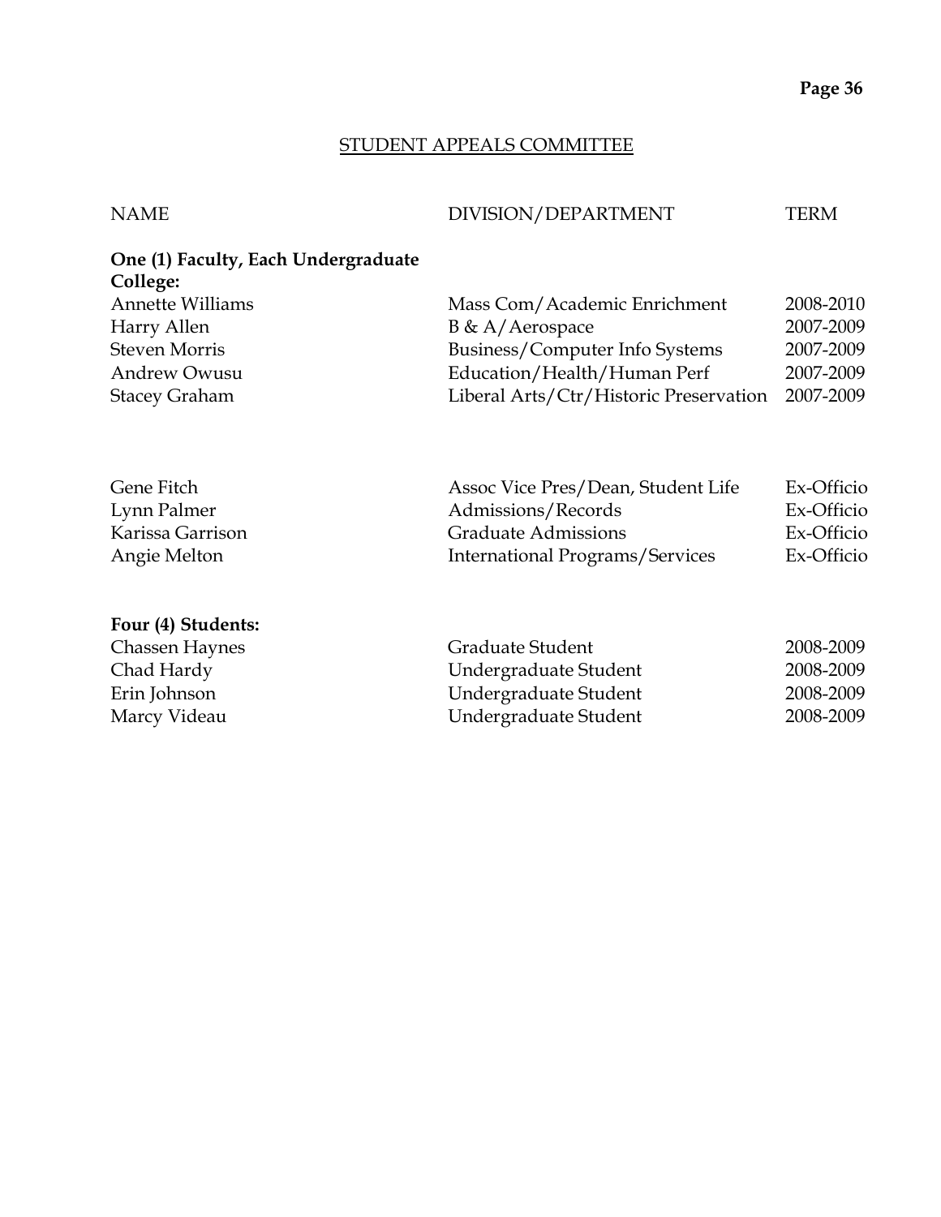## STUDENT APPEALS COMMITTEE

| NAME | DIVISION/DEPARTMENT | TERM |
|---|---|---|
| **One (1) Faculty, Each Undergraduate College:** | | |
| Annette Williams | Mass Com/Academic Enrichment | 2008-2010 |
| Harry Allen | B & A/Aerospace | 2007-2009 |
| Steven Morris | Business/Computer Info Systems | 2007-2009 |
| Andrew Owusu | Education/Health/Human Perf | 2007-2009 |
| Stacey Graham | Liberal Arts/Ctr/Historic Preservation | 2007-2009 |
| | | |
| Gene Fitch | Assoc Vice Pres/Dean, Student Life | Ex-Officio |
| Lynn Palmer | Admissions/Records | Ex-Officio |
| Karissa Garrison | Graduate Admissions | Ex-Officio |
| Angie Melton | International Programs/Services | Ex-Officio |
| | | |
| **Four (4) Students:** | | |
| Chassen Haynes | Graduate Student | 2008-2009 |
| Chad Hardy | Undergraduate Student | 2008-2009 |
| Erin Johnson | Undergraduate Student | 2008-2009 |
| Marcy Videau | Undergraduate Student | 2008-2009 |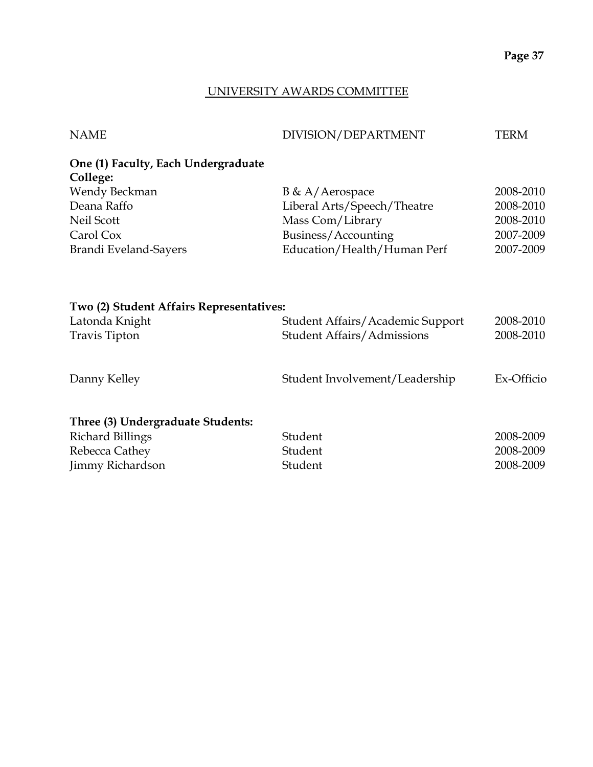## UNIVERSITY AWARDS COMMITTEE

| NAME | DIVISION/DEPARTMENT | TERM |
| --- | --- | --- |
| **One (1) Faculty, Each Undergraduate College:** | | |
| Wendy Beckman | B & A/Aerospace | 2008-2010 |
| Deana Raffo | Liberal Arts/Speech/Theatre | 2008-2010 |
| Neil Scott | Mass Com/Library | 2008-2010 |
| Carol Cox | Business/Accounting | 2007-2009 |
| Brandi Eveland-Sayers | Education/Health/Human Perf | 2007-2009 |
| **Two (2) Student Affairs Representatives:** | | |
| Latonda Knight | Student Affairs/Academic Support | 2008-2010 |
| Travis Tipton | Student Affairs/Admissions | 2008-2010 |
| Danny Kelley | Student Involvement/Leadership | Ex-Officio |
| **Three (3) Undergraduate Students:** | | |
| Richard Billings | Student | 2008-2009 |
| Rebecca Cathey | Student | 2008-2009 |
| Jimmy Richardson | Student | 2008-2009 |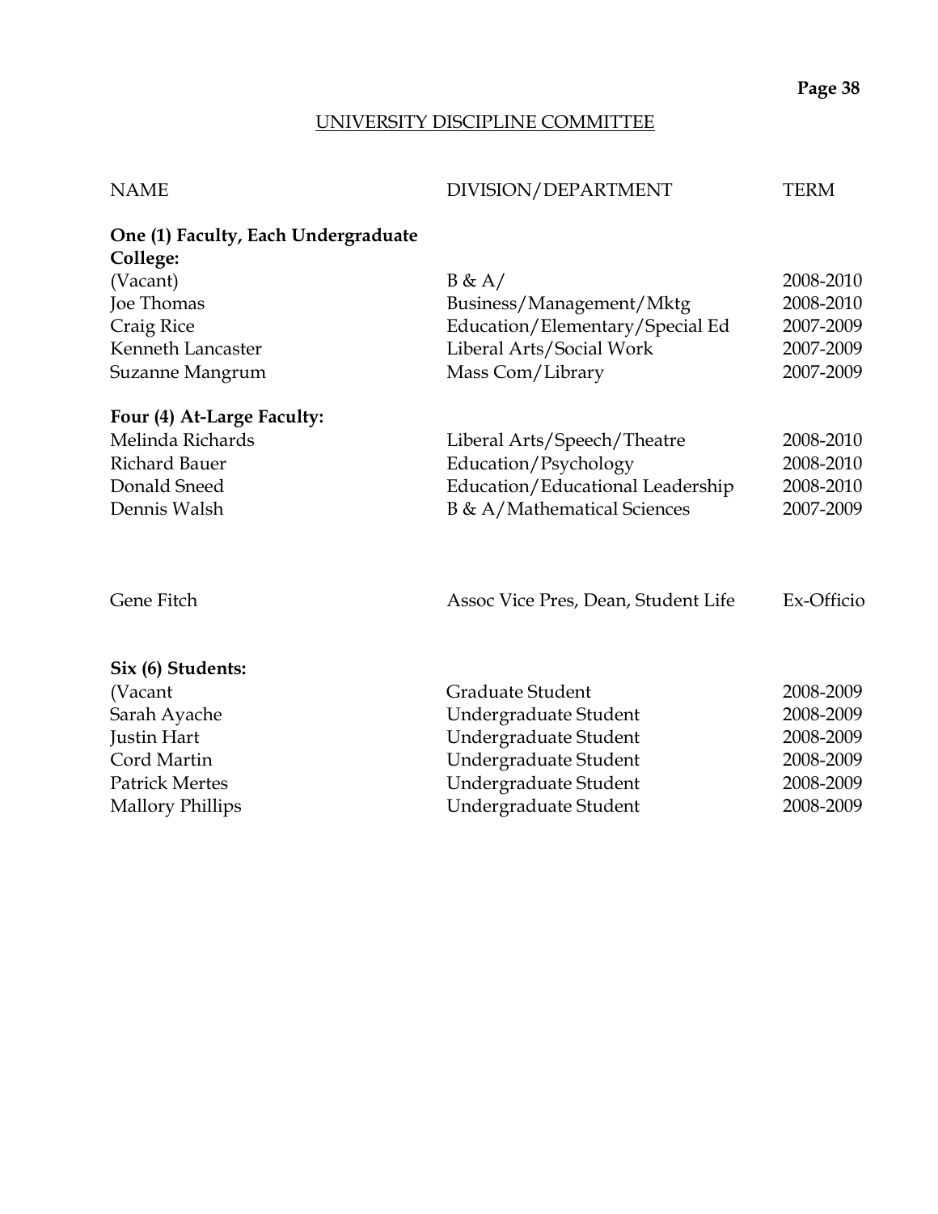## UNIVERSITY DISCIPLINE COMMITTEE

| NAME | DIVISION/DEPARTMENT | TERM |
|---|---|---|
| **One (1) Faculty, Each Undergraduate College:** | | |
| (Vacant) | B & A/ | 2008-2010 |
| Joe Thomas | Business/Management/Mktg | 2008-2010 |
| Craig Rice | Education/Elementary/Special Ed | 2007-2009 |
| Kenneth Lancaster | Liberal Arts/Social Work | 2007-2009 |
| Suzanne Mangrum | Mass Com/Library | 2007-2009 |
| **Four (4) At-Large Faculty:** | | |
| Melinda Richards | Liberal Arts/Speech/Theatre | 2008-2010 |
| Richard Bauer | Education/Psychology | 2008-2010 |
| Donald Sneed | Education/Educational Leadership | 2008-2010 |
| Dennis Walsh | B & A/Mathematical Sciences | 2007-2009 |
| Gene Fitch | Assoc Vice Pres, Dean, Student Life | Ex-Officio |
| **Six (6) Students:** | | |
| (Vacant | Graduate Student | 2008-2009 |
| Sarah Ayache | Undergraduate Student | 2008-2009 |
| Justin Hart | Undergraduate Student | 2008-2009 |
| Cord Martin | Undergraduate Student | 2008-2009 |
| Patrick Mertes | Undergraduate Student | 2008-2009 |
| Mallory Phillips | Undergraduate Student | 2008-2009 |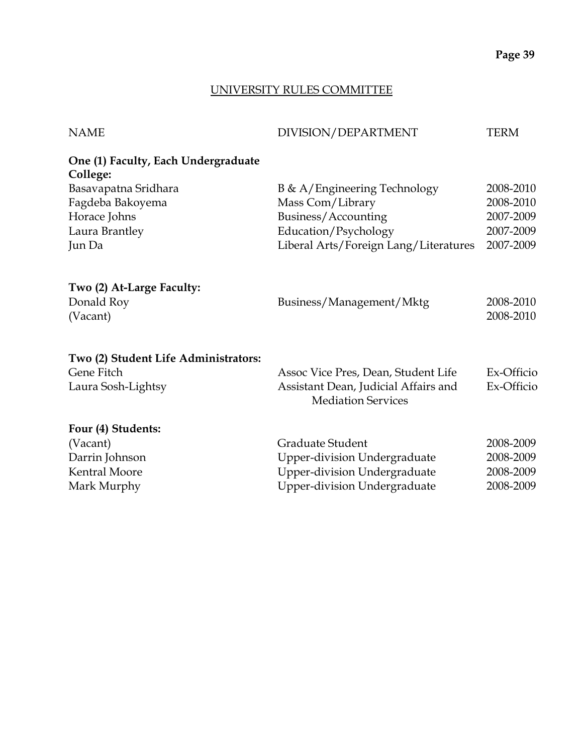## UNIVERSITY RULES COMMITTEE

| NAME | DIVISION/DEPARTMENT | TERM |
|---|---|---|
| **One (1) Faculty, Each Undergraduate College:** | | |
| Basavapatna Sridhara | B & A/Engineering Technology | 2008-2010 |
| Fagdeba Bakoyema | Mass Com/Library | 2008-2010 |
| Horace Johns | Business/Accounting | 2007-2009 |
| Laura Brantley | Education/Psychology | 2007-2009 |
| Jun Da | Liberal Arts/Foreign Lang/Literatures | 2007-2009 |
| **Two (2) At-Large Faculty:** | | |
| Donald Roy | Business/Management/Mktg | 2008-2010 |
| (Vacant) | | 2008-2010 |
| **Two (2) Student Life Administrators:** | | |
| Gene Fitch | Assoc Vice Pres, Dean, Student Life | Ex-Officio |
| Laura Sosh-Lightsy | Assistant Dean, Judicial Affairs and Mediation Services | Ex-Officio |
| **Four (4) Students:** | | |
| (Vacant) | Graduate Student | 2008-2009 |
| Darrin Johnson | Upper-division Undergraduate | 2008-2009 |
| Kentral Moore | Upper-division Undergraduate | 2008-2009 |
| Mark Murphy | Upper-division Undergraduate | 2008-2009 |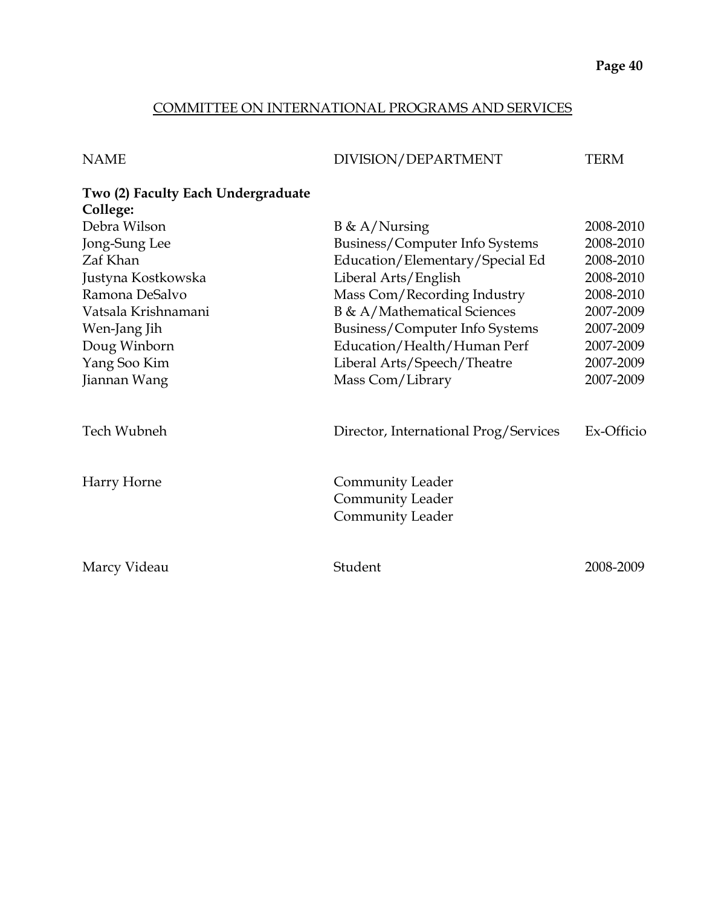## COMMITTEE ON INTERNATIONAL PROGRAMS AND SERVICES

| NAME | DIVISION/DEPARTMENT | TERM |
|---|---|---|
| **Two (2) Faculty Each Undergraduate College:** | | |
| Debra Wilson | B & A/Nursing | 2008-2010 |
| Jong-Sung Lee | Business/Computer Info Systems | 2008-2010 |
| Zaf Khan | Education/Elementary/Special Ed | 2008-2010 |
| Justyna Kostkowska | Liberal Arts/English | 2008-2010 |
| Ramona DeSalvo | Mass Com/Recording Industry | 2008-2010 |
| Vatsala Krishnamani | B & A/Mathematical Sciences | 2007-2009 |
| Wen-Jang Jih | Business/Computer Info Systems | 2007-2009 |
| Doug Winborn | Education/Health/Human Perf | 2007-2009 |
| Yang Soo Kim | Liberal Arts/Speech/Theatre | 2007-2009 |
| Jiannan Wang | Mass Com/Library | 2007-2009 |
| Tech Wubneh | Director, International Prog/Services | Ex-Officio |
| Harry Horne | Community Leader | |
| | Community Leader | |
| | Community Leader | |
| Marcy Videau | Student | 2008-2009 |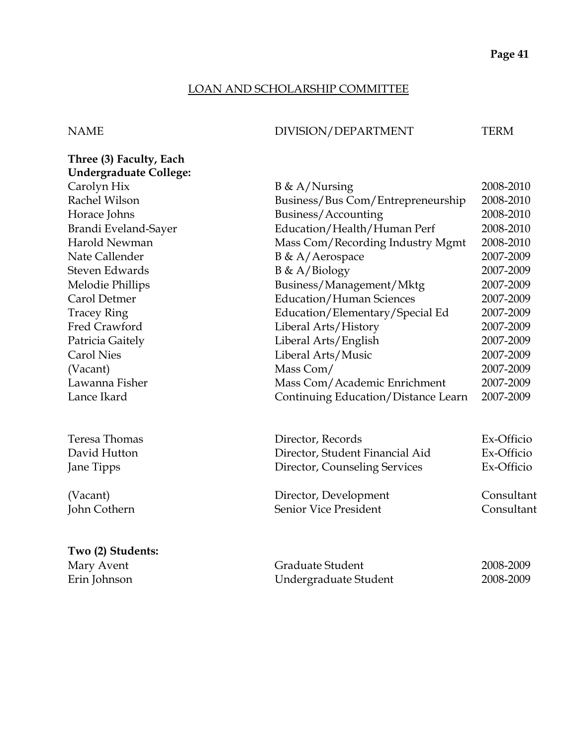## LOAN AND SCHOLARSHIP COMMITTEE

| NAME | DIVISION/DEPARTMENT | TERM |
|---|---|---|
| **Three (3) Faculty, Each Undergraduate College:** | | |
| Carolyn Hix | B & A/Nursing | 2008-2010 |
| Rachel Wilson | Business/Bus Com/Entrepreneurship | 2008-2010 |
| Horace Johns | Business/Accounting | 2008-2010 |
| Brandi Eveland-Sayer | Education/Health/Human Perf | 2008-2010 |
| Harold Newman | Mass Com/Recording Industry Mgmt | 2008-2010 |
| Nate Callender | B & A/Aerospace | 2007-2009 |
| Steven Edwards | B & A/Biology | 2007-2009 |
| Melodie Phillips | Business/Management/Mktg | 2007-2009 |
| Carol Detmer | Education/Human Sciences | 2007-2009 |
| Tracey Ring | Education/Elementary/Special Ed | 2007-2009 |
| Fred Crawford | Liberal Arts/History | 2007-2009 |
| Patricia Gaitely | Liberal Arts/English | 2007-2009 |
| Carol Nies | Liberal Arts/Music | 2007-2009 |
| (Vacant) | Mass Com/ | 2007-2009 |
| Lawanna Fisher | Mass Com/Academic Enrichment | 2007-2009 |
| Lance Ikard | Continuing Education/Distance Learn | 2007-2009 |
| | | |
| Teresa Thomas | Director, Records | Ex-Officio |
| David Hutton | Director, Student Financial Aid | Ex-Officio |
| Jane Tipps | Director, Counseling Services | Ex-Officio |
| | | |
| (Vacant) | Director, Development | Consultant |
| John Cothern | Senior Vice President | Consultant |
| | | |
| **Two (2) Students:** | | |
| Mary Avent | Graduate Student | 2008-2009 |
| Erin Johnson | Undergraduate Student | 2008-2009 |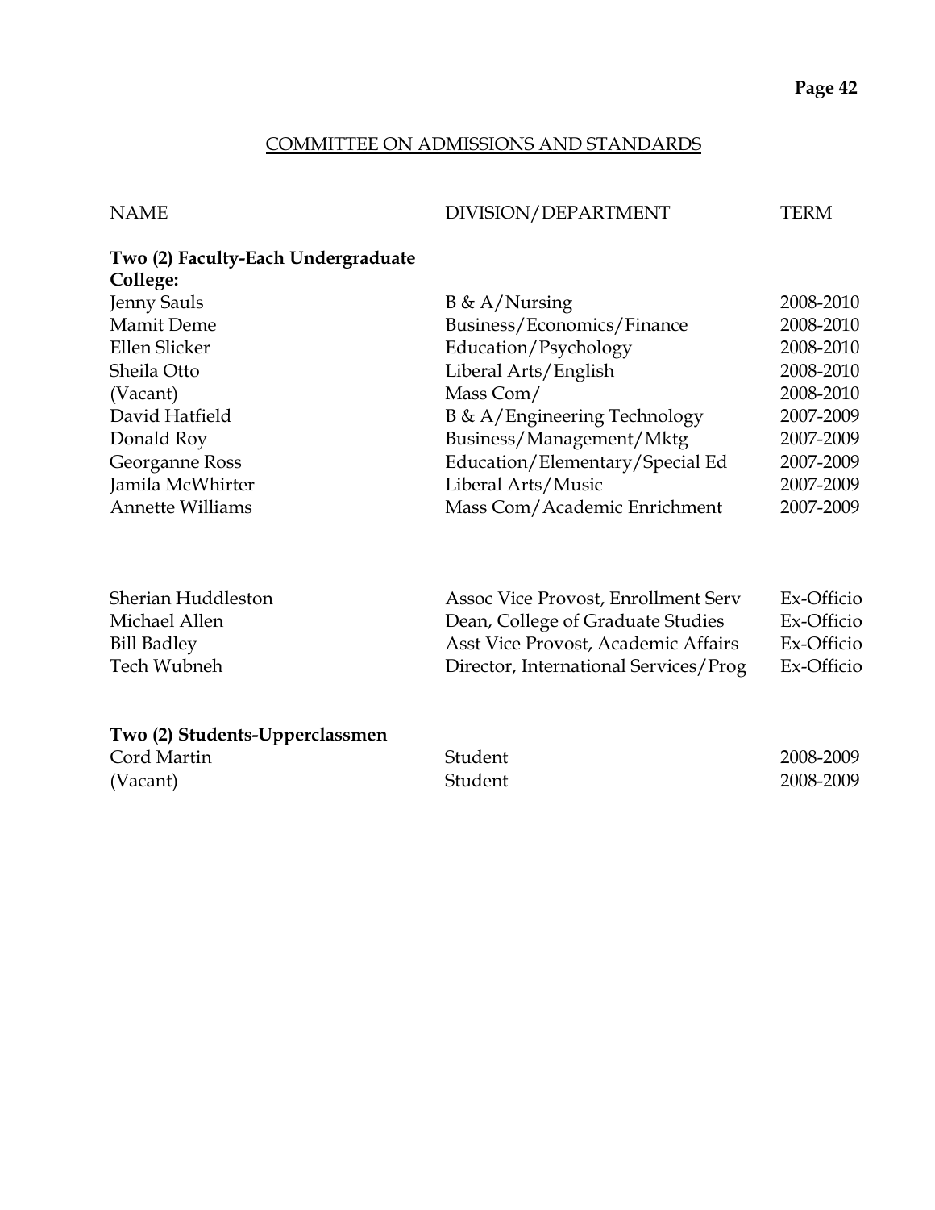## COMMITTEE ON ADMISSIONS AND STANDARDS

| NAME | DIVISION/DEPARTMENT | TERM |
|---|---|---|
| **Two (2) Faculty-Each Undergraduate College:** | | |
| Jenny Sauls | B & A/Nursing | 2008-2010 |
| Mamit Deme | Business/Economics/Finance | 2008-2010 |
| Ellen Slicker | Education/Psychology | 2008-2010 |
| Sheila Otto | Liberal Arts/English | 2008-2010 |
| (Vacant) | Mass Com/ | 2008-2010 |
| David Hatfield | B & A/Engineering Technology | 2007-2009 |
| Donald Roy | Business/Management/Mktg | 2007-2009 |
| Georganne Ross | Education/Elementary/Special Ed | 2007-2009 |
| Jamila McWhirter | Liberal Arts/Music | 2007-2009 |
| Annette Williams | Mass Com/Academic Enrichment | 2007-2009 |
| | | |
| Sherian Huddleston | Assoc Vice Provost, Enrollment Serv | Ex-Officio |
| Michael Allen | Dean, College of Graduate Studies | Ex-Officio |
| Bill Badley | Asst Vice Provost, Academic Affairs | Ex-Officio |
| Tech Wubneh | Director, International Services/Prog | Ex-Officio |
| | | |
| **Two (2) Students-Upperclassmen** | | |
| Cord Martin | Student | 2008-2009 |
| (Vacant) | Student | 2008-2009 |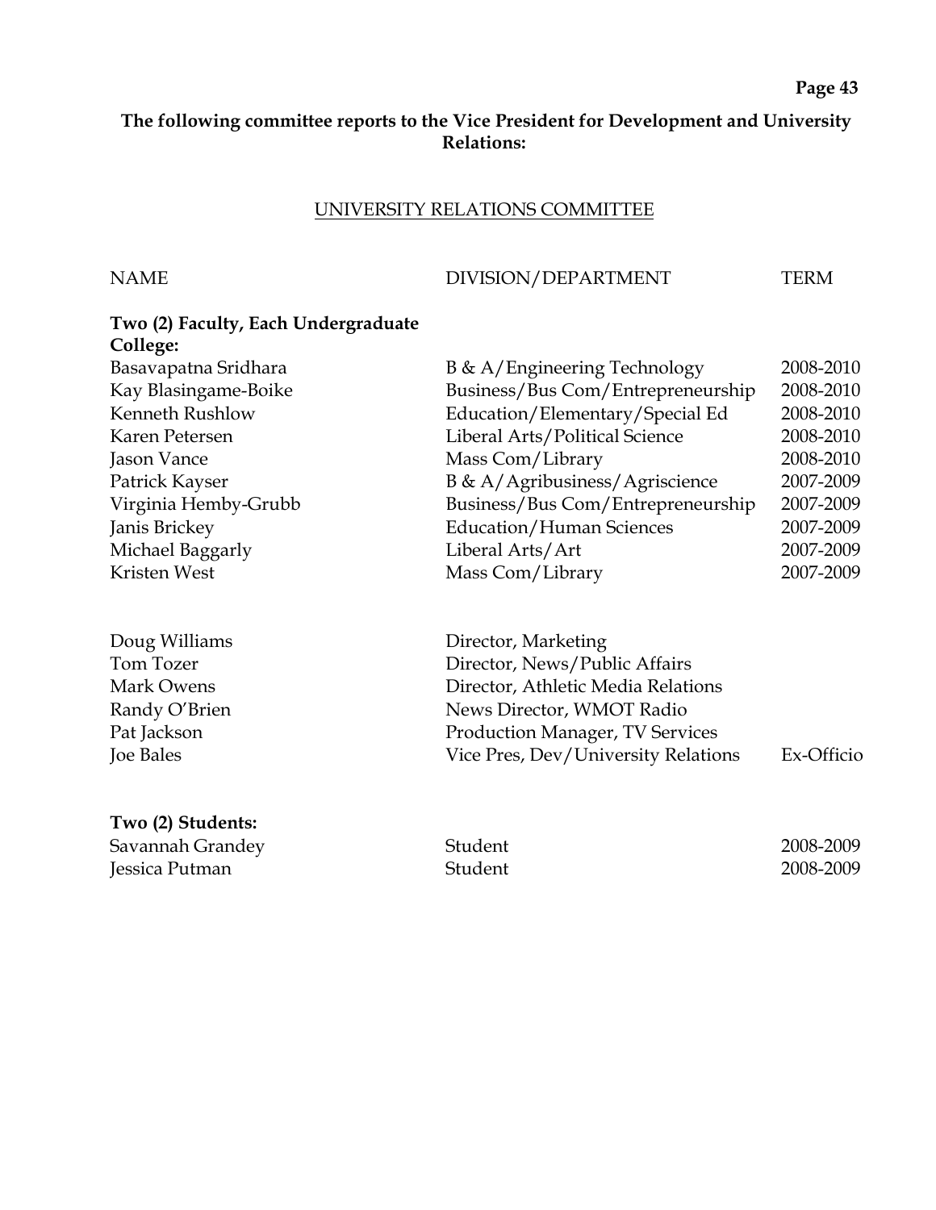**The following committee reports to the Vice President for Development and University Relations:**

## UNIVERSITY RELATIONS COMMITTEE

| NAME | DIVISION/DEPARTMENT | TERM |
|---|---|---|
| **Two (2) Faculty, Each Undergraduate College:** | | |
| Basavapatna Sridhara | B & A/Engineering Technology | 2008-2010 |
| Kay Blasingame-Boike | Business/Bus Com/Entrepreneurship | 2008-2010 |
| Kenneth Rushlow | Education/Elementary/Special Ed | 2008-2010 |
| Karen Petersen | Liberal Arts/Political Science | 2008-2010 |
| Jason Vance | Mass Com/Library | 2008-2010 |
| Patrick Kayser | B & A/Agribusiness/Agriscience | 2007-2009 |
| Virginia Hemby-Grubb | Business/Bus Com/Entrepreneurship | 2007-2009 |
| Janis Brickey | Education/Human Sciences | 2007-2009 |
| Michael Baggarly | Liberal Arts/Art | 2007-2009 |
| Kristen West | Mass Com/Library | 2007-2009 |
| | | |
| Doug Williams | Director, Marketing | |
| Tom Tozer | Director, News/Public Affairs | |
| Mark Owens | Director, Athletic Media Relations | |
| Randy O'Brien | News Director, WMOT Radio | |
| Pat Jackson | Production Manager, TV Services | |
| Joe Bales | Vice Pres, Dev/University Relations | Ex-Officio |
| | | |
| **Two (2) Students:** | | |
| Savannah Grandey | Student | 2008-2009 |
| Jessica Putman | Student | 2008-2009 |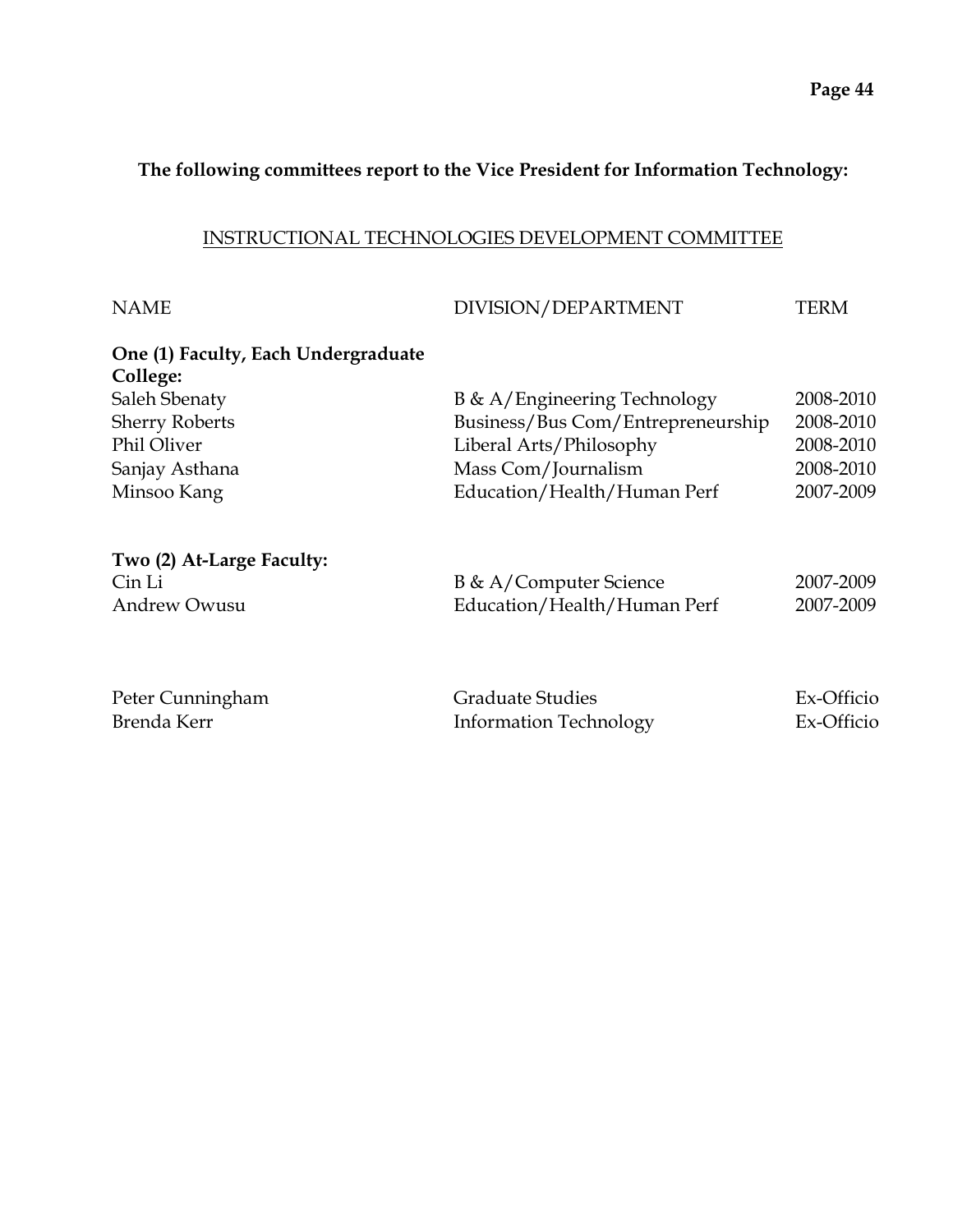**The following committees report to the Vice President for Information Technology:**

## INSTRUCTIONAL TECHNOLOGIES DEVELOPMENT COMMITTEE

| NAME | DIVISION/DEPARTMENT | TERM |
|---|---|---|
| **One (1) Faculty, Each Undergraduate College:** | | |
| Saleh Sbenaty | B & A/Engineering Technology | 2008-2010 |
| Sherry Roberts | Business/Bus Com/Entrepreneurship | 2008-2010 |
| Phil Oliver | Liberal Arts/Philosophy | 2008-2010 |
| Sanjay Asthana | Mass Com/Journalism | 2008-2010 |
| Minsoo Kang | Education/Health/Human Perf | 2007-2009 |
| **Two (2) At-Large Faculty:** | | |
| Cin Li | B & A/Computer Science | 2007-2009 |
| Andrew Owusu | Education/Health/Human Perf | 2007-2009 |
| Peter Cunningham | Graduate Studies | Ex-Officio |
| Brenda Kerr | Information Technology | Ex-Officio |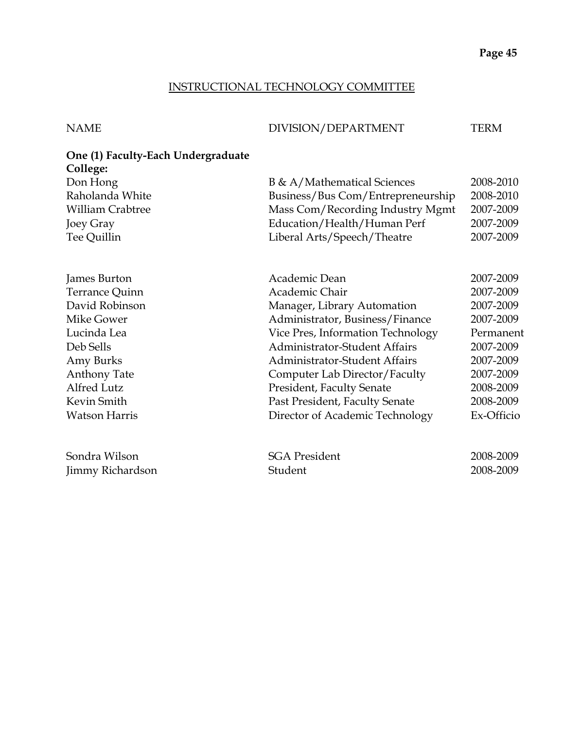## INSTRUCTIONAL TECHNOLOGY COMMITTEE

| NAME | DIVISION/DEPARTMENT | TERM |
|---|---|---|
| **One (1) Faculty-Each Undergraduate College:** | | |
| Don Hong | B & A/Mathematical Sciences | 2008-2010 |
| Raholanda White | Business/Bus Com/Entrepreneurship | 2008-2010 |
| William Crabtree | Mass Com/Recording Industry Mgmt | 2007-2009 |
| Joey Gray | Education/Health/Human Perf | 2007-2009 |
| Tee Quillin | Liberal Arts/Speech/Theatre | 2007-2009 |
| | | |
| James Burton | Academic Dean | 2007-2009 |
| Terrance Quinn | Academic Chair | 2007-2009 |
| David Robinson | Manager, Library Automation | 2007-2009 |
| Mike Gower | Administrator, Business/Finance | 2007-2009 |
| Lucinda Lea | Vice Pres, Information Technology | Permanent |
| Deb Sells | Administrator-Student Affairs | 2007-2009 |
| Amy Burks | Administrator-Student Affairs | 2007-2009 |
| Anthony Tate | Computer Lab Director/Faculty | 2007-2009 |
| Alfred Lutz | President, Faculty Senate | 2008-2009 |
| Kevin Smith | Past President, Faculty Senate | 2008-2009 |
| Watson Harris | Director of Academic Technology | Ex-Officio |
| | | |
| Sondra Wilson | SGA President | 2008-2009 |
| Jimmy Richardson | Student | 2008-2009 |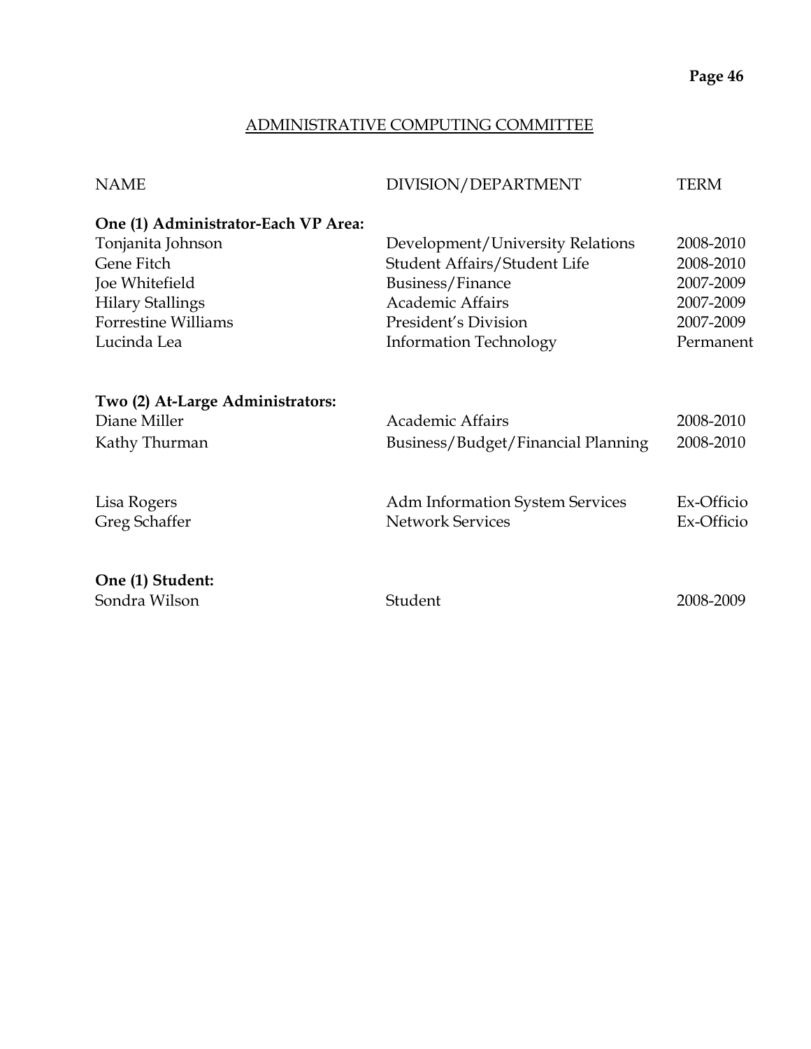## ADMINISTRATIVE COMPUTING COMMITTEE

| NAME | DIVISION/DEPARTMENT | TERM |
|---|---|---|
| **One (1) Administrator-Each VP Area:** | | |
| Tonjanita Johnson | Development/University Relations | 2008-2010 |
| Gene Fitch | Student Affairs/Student Life | 2008-2010 |
| Joe Whitefield | Business/Finance | 2007-2009 |
| Hilary Stallings | Academic Affairs | 2007-2009 |
| Forrestine Williams | President's Division | 2007-2009 |
| Lucinda Lea | Information Technology | Permanent |
| **Two (2) At-Large Administrators:** | | |
| Diane Miller | Academic Affairs | 2008-2010 |
| Kathy Thurman | Business/Budget/Financial Planning | 2008-2010 |
| Lisa Rogers | Adm Information System Services | Ex-Officio |
| Greg Schaffer | Network Services | Ex-Officio |
| **One (1) Student:** | | |
| Sondra Wilson | Student | 2008-2009 |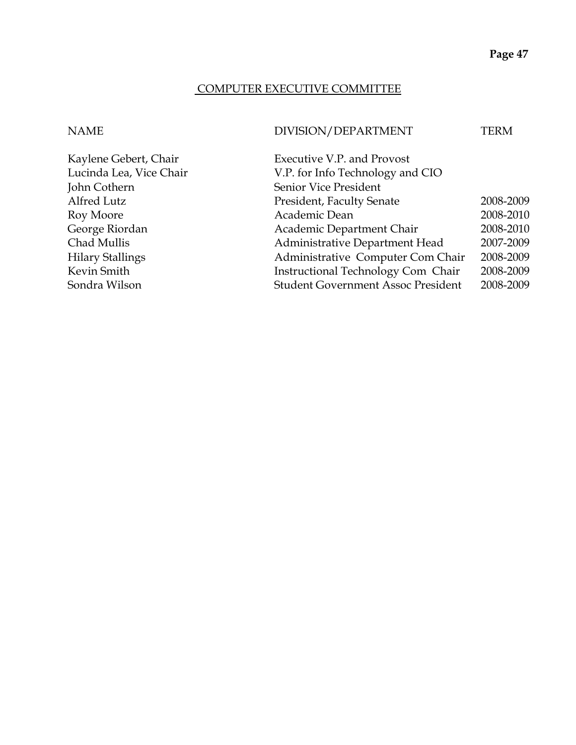## COMPUTER EXECUTIVE COMMITTEE

| NAME | DIVISION/DEPARTMENT | TERM |
|---|---|---|
| Kaylene Gebert, Chair | Executive V.P. and Provost | |
| Lucinda Lea, Vice Chair | V.P. for Info Technology and CIO | |
| John Cothern | Senior Vice President | |
| Alfred Lutz | President, Faculty Senate | 2008-2009 |
| Roy Moore | Academic Dean | 2008-2010 |
| George Riordan | Academic Department Chair | 2008-2010 |
| Chad Mullis | Administrative Department Head | 2007-2009 |
| Hilary Stallings | Administrative Computer Com Chair | 2008-2009 |
| Kevin Smith | Instructional Technology Com Chair | 2008-2009 |
| Sondra Wilson | Student Government Assoc President | 2008-2009 |